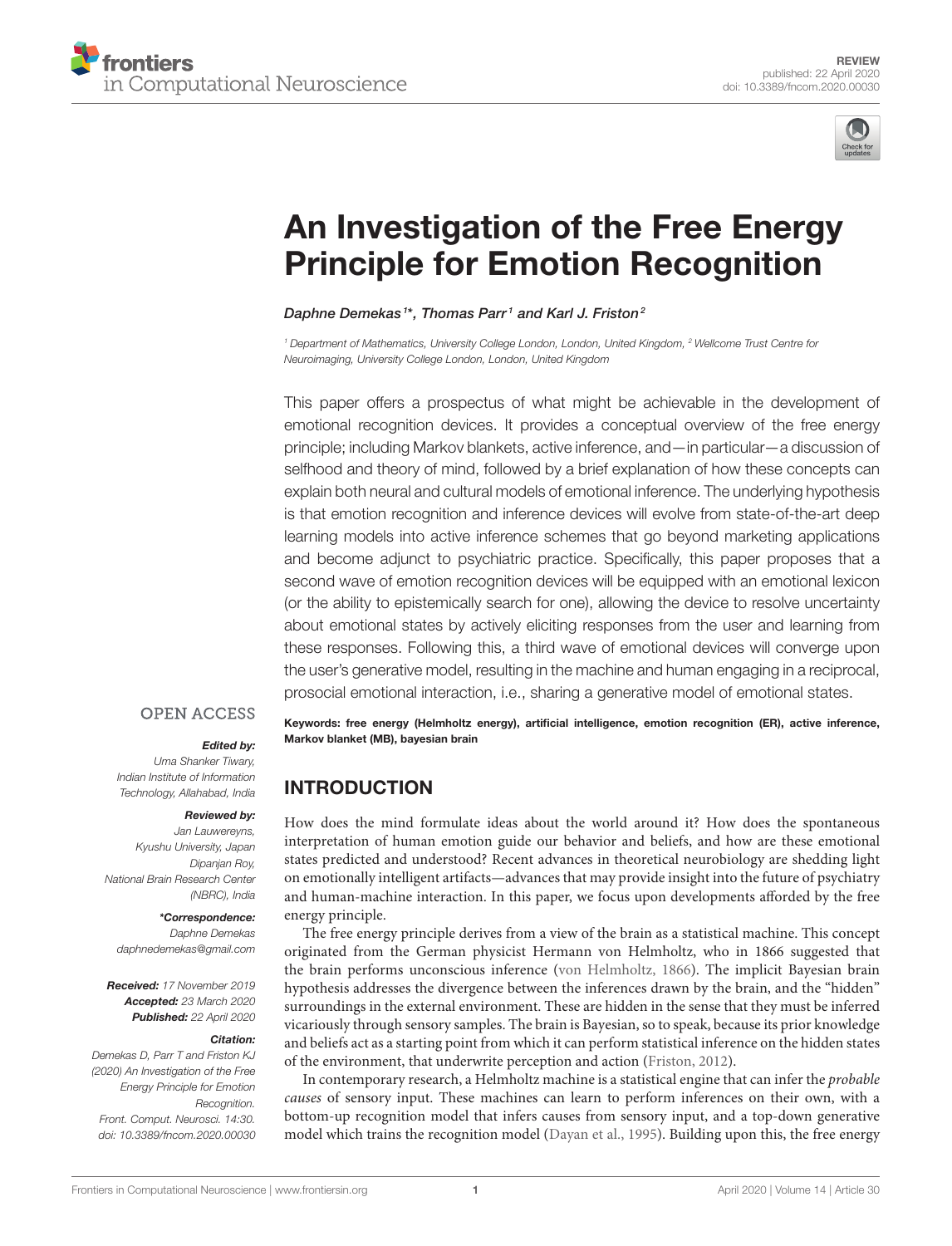REVIEW
published: 22 April 2020
doi: 10.3389/fncom.2020.00030

# An Investigation of the Free Energy Principle for Emotion Recognition

*Daphne Demekas[1]\*, Thomas Parr[1] and Karl J. Friston[2]*

[1] *Department of Mathematics, University College London, London, United Kingdom,* [2] *Wellcome Trust Centre for Neuroimaging, University College London, London, United Kingdom*

This paper offers a prospectus of what might be achievable in the development of emotional recognition devices. It provides a conceptual overview of the free energy principle; including Markov blankets, active inference, and—in particular—a discussion of selfhood and theory of mind, followed by a brief explanation of how these concepts can explain both neural and cultural models of emotional inference. The underlying hypothesis is that emotion recognition and inference devices will evolve from state-of-the-art deep learning models into active inference schemes that go beyond marketing applications and become adjunct to psychiatric practice. Specifically, this paper proposes that a second wave of emotion recognition devices will be equipped with an emotional lexicon (or the ability to epistemically search for one), allowing the device to resolve uncertainty about emotional states by actively eliciting responses from the user and learning from these responses. Following this, a third wave of emotional devices will converge upon the user's generative model, resulting in the machine and human engaging in a reciprocal, prosocial emotional interaction, i.e., sharing a generative model of emotional states.

**Keywords: free energy (Helmholtz energy), artificial intelligence, emotion recognition (ER), active inference, Markov blanket (MB), bayesian brain**

OPEN ACCESS

***Edited by:***
*Uma Shanker Tiwary, Indian Institute of Information Technology, Allahabad, India*

***Reviewed by:***
*Jan Lauwereyns, Kyushu University, Japan*
*Dipanjan Roy, National Brain Research Center (NBRC), India*

***\*Correspondence:***
*Daphne Demekas*
*daphnedemekas@gmail.com*

***Received:*** *17 November 2019*
***Accepted:*** *23 March 2020*
***Published:*** *22 April 2020*

***Citation:***
*Demekas D, Parr T and Friston KJ (2020) An Investigation of the Free Energy Principle for Emotion Recognition. Front. Comput. Neurosci. 14:30. doi: 10.3389/fncom.2020.00030*

## INTRODUCTION

How does the mind formulate ideas about the world around it? How does the spontaneous interpretation of human emotion guide our behavior and beliefs, and how are these emotional states predicted and understood? Recent advances in theoretical neurobiology are shedding light on emotionally intelligent artifacts—advances that may provide insight into the future of psychiatry and human-machine interaction. In this paper, we focus upon developments afforded by the free energy principle.

The free energy principle derives from a view of the brain as a statistical machine. This concept originated from the German physicist Hermann von Helmholtz, who in 1866 suggested that the brain performs unconscious inference (von Helmholtz, 1866). The implicit Bayesian brain hypothesis addresses the divergence between the inferences drawn by the brain, and the "hidden" surroundings in the external environment. These are hidden in the sense that they must be inferred vicariously through sensory samples. The brain is Bayesian, so to speak, because its prior knowledge and beliefs act as a starting point from which it can perform statistical inference on the hidden states of the environment, that underwrite perception and action (Friston, 2012).

In contemporary research, a Helmholtz machine is a statistical engine that can infer the *probable causes* of sensory input. These machines can learn to perform inferences on their own, with a bottom-up recognition model that infers causes from sensory input, and a top-down generative model which trains the recognition model (Dayan et al., 1995). Building upon this, the free energy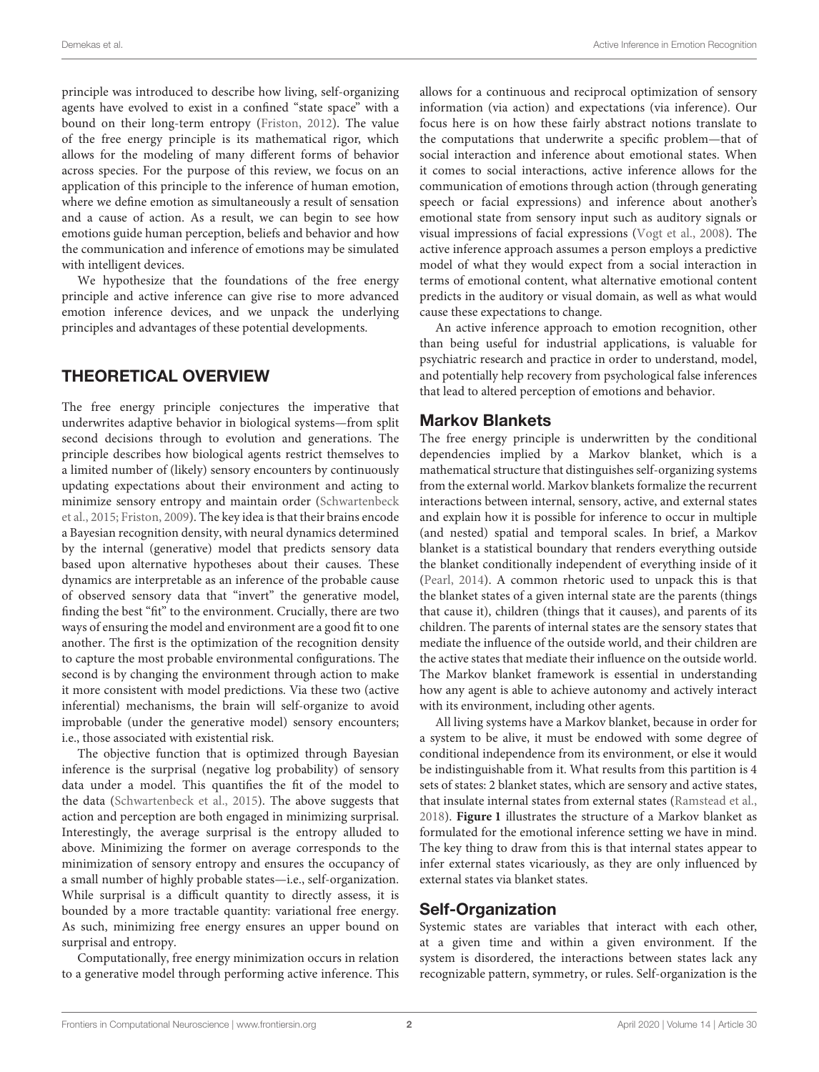principle was introduced to describe how living, self-organizing agents have evolved to exist in a confined "state space" with a bound on their long-term entropy (Friston, 2012). The value of the free energy principle is its mathematical rigor, which allows for the modeling of many different forms of behavior across species. For the purpose of this review, we focus on an application of this principle to the inference of human emotion, where we define emotion as simultaneously a result of sensation and a cause of action. As a result, we can begin to see how emotions guide human perception, beliefs and behavior and how the communication and inference of emotions may be simulated with intelligent devices.

We hypothesize that the foundations of the free energy principle and active inference can give rise to more advanced emotion inference devices, and we unpack the underlying principles and advantages of these potential developments.

## THEORETICAL OVERVIEW

The free energy principle conjectures the imperative that underwrites adaptive behavior in biological systems—from split second decisions through to evolution and generations. The principle describes how biological agents restrict themselves to a limited number of (likely) sensory encounters by continuously updating expectations about their environment and acting to minimize sensory entropy and maintain order (Schwartenbeck et al., 2015; Friston, 2009). The key idea is that their brains encode a Bayesian recognition density, with neural dynamics determined by the internal (generative) model that predicts sensory data based upon alternative hypotheses about their causes. These dynamics are interpretable as an inference of the probable cause of observed sensory data that "invert" the generative model, finding the best "fit" to the environment. Crucially, there are two ways of ensuring the model and environment are a good fit to one another. The first is the optimization of the recognition density to capture the most probable environmental configurations. The second is by changing the environment through action to make it more consistent with model predictions. Via these two (active inferential) mechanisms, the brain will self-organize to avoid improbable (under the generative model) sensory encounters; i.e., those associated with existential risk.

The objective function that is optimized through Bayesian inference is the surprisal (negative log probability) of sensory data under a model. This quantifies the fit of the model to the data (Schwartenbeck et al., 2015). The above suggests that action and perception are both engaged in minimizing surprisal. Interestingly, the average surprisal is the entropy alluded to above. Minimizing the former on average corresponds to the minimization of sensory entropy and ensures the occupancy of a small number of highly probable states—i.e., self-organization. While surprisal is a difficult quantity to directly assess, it is bounded by a more tractable quantity: variational free energy. As such, minimizing free energy ensures an upper bound on surprisal and entropy.

Computationally, free energy minimization occurs in relation to a generative model through performing active inference. This allows for a continuous and reciprocal optimization of sensory information (via action) and expectations (via inference). Our focus here is on how these fairly abstract notions translate to the computations that underwrite a specific problem—that of social interaction and inference about emotional states. When it comes to social interactions, active inference allows for the communication of emotions through action (through generating speech or facial expressions) and inference about another's emotional state from sensory input such as auditory signals or visual impressions of facial expressions (Vogt et al., 2008). The active inference approach assumes a person employs a predictive model of what they would expect from a social interaction in terms of emotional content, what alternative emotional content predicts in the auditory or visual domain, as well as what would cause these expectations to change.

An active inference approach to emotion recognition, other than being useful for industrial applications, is valuable for psychiatric research and practice in order to understand, model, and potentially help recovery from psychological false inferences that lead to altered perception of emotions and behavior.

### Markov Blankets

The free energy principle is underwritten by the conditional dependencies implied by a Markov blanket, which is a mathematical structure that distinguishes self-organizing systems from the external world. Markov blankets formalize the recurrent interactions between internal, sensory, active, and external states and explain how it is possible for inference to occur in multiple (and nested) spatial and temporal scales. In brief, a Markov blanket is a statistical boundary that renders everything outside the blanket conditionally independent of everything inside of it (Pearl, 2014). A common rhetoric used to unpack this is that the blanket states of a given internal state are the parents (things that cause it), children (things that it causes), and parents of its children. The parents of internal states are the sensory states that mediate the influence of the outside world, and their children are the active states that mediate their influence on the outside world. The Markov blanket framework is essential in understanding how any agent is able to achieve autonomy and actively interact with its environment, including other agents.

All living systems have a Markov blanket, because in order for a system to be alive, it must be endowed with some degree of conditional independence from its environment, or else it would be indistinguishable from it. What results from this partition is 4 sets of states: 2 blanket states, which are sensory and active states, that insulate internal states from external states (Ramstead et al., 2018). **Figure 1** illustrates the structure of a Markov blanket as formulated for the emotional inference setting we have in mind. The key thing to draw from this is that internal states appear to infer external states vicariously, as they are only influenced by external states via blanket states.

### Self-Organization

Systemic states are variables that interact with each other, at a given time and within a given environment. If the system is disordered, the interactions between states lack any recognizable pattern, symmetry, or rules. Self-organization is the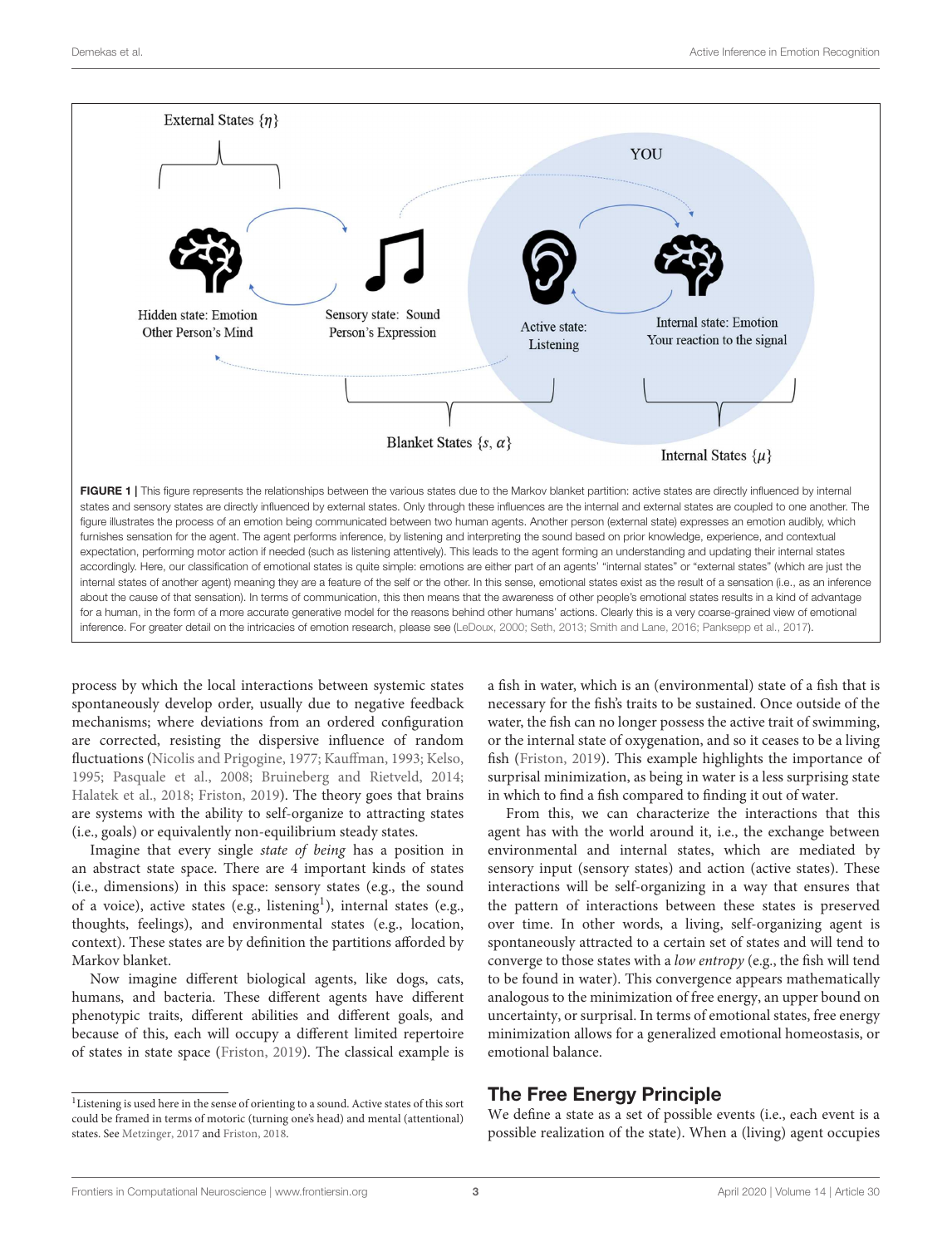FIGURE 1 | This figure represents the relationships between the various states due to the Markov blanket partition: active states are directly influenced by internal states and sensory states are directly influenced by external states. Only through these influences are the internal and external states are coupled to one another. The figure illustrates the process of an emotion being communicated between two human agents. Another person (external state) expresses an emotion audibly, which furnishes sensation for the agent. The agent performs inference, by listening and interpreting the sound based on prior knowledge, experience, and contextual expectation, performing motor action if needed (such as listening attentively). This leads to the agent forming an understanding and updating their internal states accordingly. Here, our classification of emotional states is quite simple: emotions are either part of an agents' "internal states" or "external states" (which are just the internal states of another agent) meaning they are a feature of the self or the other. In this sense, emotional states exist as the result of a sensation (i.e., as an inference about the cause of that sensation). In terms of communication, this then means that the awareness of other people's emotional states results in a kind of advantage for a human, in the form of a more accurate generative model for the reasons behind other humans' actions. Clearly this is a very coarse-grained view of emotional inference. For greater detail on the intricacies of emotion research, please see (LeDoux, 2000; Seth, 2013; Smith and Lane, 2016; Panksepp et al., 2017).

process by which the local interactions between systemic states spontaneously develop order, usually due to negative feedback mechanisms; where deviations from an ordered configuration are corrected, resisting the dispersive influence of random fluctuations (Nicolis and Prigogine, 1977; Kauffman, 1993; Kelso, 1995; Pasquale et al., 2008; Bruineberg and Rietveld, 2014; Halatek et al., 2018; Friston, 2019). The theory goes that brains are systems with the ability to self-organize to attracting states (i.e., goals) or equivalently non-equilibrium steady states.

Imagine that every single *state of being* has a position in an abstract state space. There are 4 important kinds of states (i.e., dimensions) in this space: sensory states (e.g., the sound of a voice), active states (e.g., listening[1]), internal states (e.g., thoughts, feelings), and environmental states (e.g., location, context). These states are by definition the partitions afforded by Markov blanket.

Now imagine different biological agents, like dogs, cats, humans, and bacteria. These different agents have different phenotypic traits, different abilities and different goals, and because of this, each will occupy a different limited repertoire of states in state space (Friston, 2019). The classical example is a fish in water, which is an (environmental) state of a fish that is necessary for the fish's traits to be sustained. Once outside of the water, the fish can no longer possess the active trait of swimming, or the internal state of oxygenation, and so it ceases to be a living fish (Friston, 2019). This example highlights the importance of surprisal minimization, as being in water is a less surprising state in which to find a fish compared to finding it out of water.

From this, we can characterize the interactions that this agent has with the world around it, i.e., the exchange between environmental and internal states, which are mediated by sensory input (sensory states) and action (active states). These interactions will be self-organizing in a way that ensures that the pattern of interactions between these states is preserved over time. In other words, a living, self-organizing agent is spontaneously attracted to a certain set of states and will tend to converge to those states with a *low entropy* (e.g., the fish will tend to be found in water). This convergence appears mathematically analogous to the minimization of free energy, an upper bound on uncertainty, or surprisal. In terms of emotional states, free energy minimization allows for a generalized emotional homeostasis, or emotional balance.

## The Free Energy Principle

We define a state as a set of possible events (i.e., each event is a possible realization of the state). When a (living) agent occupies

[1] Listening is used here in the sense of orienting to a sound. Active states of this sort could be framed in terms of motoric (turning one's head) and mental (attentional) states. See Metzinger, 2017 and Friston, 2018.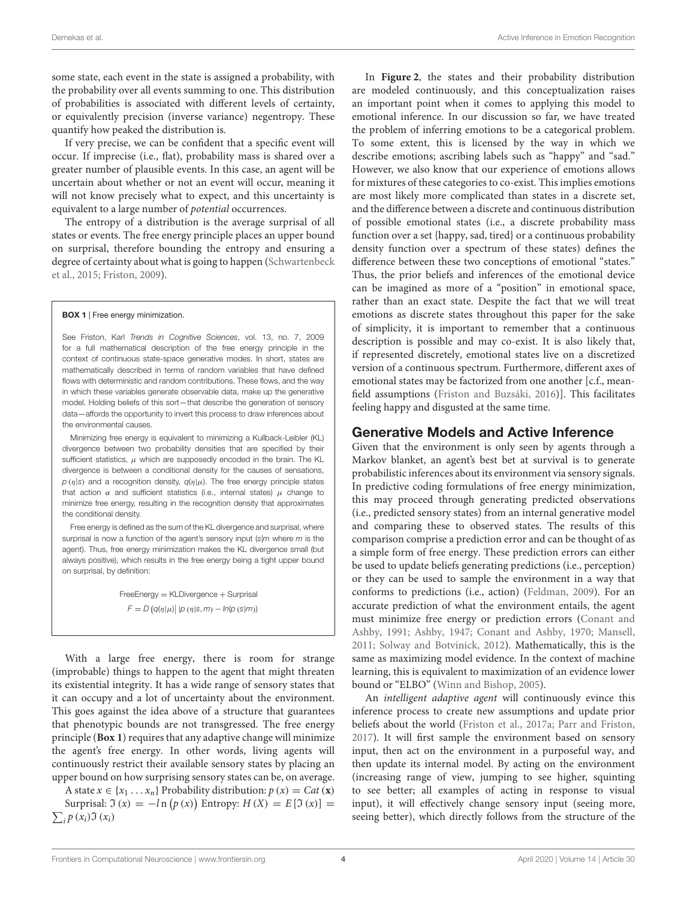some state, each event in the state is assigned a probability, with the probability over all events summing to one. This distribution of probabilities is associated with different levels of certainty, or equivalently precision (inverse variance) negentropy. These quantify how peaked the distribution is.

If very precise, we can be confident that a specific event will occur. If imprecise (i.e., flat), probability mass is shared over a greater number of plausible events. In this case, an agent will be uncertain about whether or not an event will occur, meaning it will not know precisely what to expect, and this uncertainty is equivalent to a large number of *potential* occurrences.

The entropy of a distribution is the average surprisal of all states or events. The free energy principle places an upper bound on surprisal, therefore bounding the entropy and ensuring a degree of certainty about what is going to happen (Schwartenbeck et al., 2015; Friston, 2009).

> **BOX 1** | Free energy minimization.
>
> See Friston, Karl *Trends in Cognitive Sciences*, vol. 13, no. 7, 2009 for a full mathematical description of the free energy principle in the context of continuous state-space generative modes. In short, states are mathematically described in terms of random variables that have defined flows with deterministic and random contributions. These flows, and the way in which these variables generate observable data, make up the generative model. Holding beliefs of this sort—that describe the generation of sensory data—affords the opportunity to invert this process to draw inferences about the environmental causes.
>
> Minimizing free energy is equivalent to minimizing a Kullback-Leibler (KL) divergence between two probability densities that are specified by their sufficient statistics, $\mu$ which are supposedly encoded in the brain. The KL divergence is between a conditional density for the causes of sensations, $p(\eta|s)$ and a recognition density, $q(\eta|\mu)$. The free energy principle states that action $\alpha$ and sufficient statistics (i.e., internal states) $\mu$ change to minimize free energy, resulting in the recognition density that approximates the conditional density.
>
> Free energy is defined as the sum of the KL divergence and surprisal, where surprisal is now a function of the agent's sensory input ($s|m$ where $m$ is the agent). Thus, free energy minimization makes the KL divergence small (but always positive), which results in the free energy being a tight upper bound on surprisal, by definition:
>
> $$\text{FreeEnergy} = \text{KLDivergence} + \text{Surprisal}$$
> $$F = D\left(q(\eta|\mu)\right|\left|p\left(\eta|s,m\right) - ln(p\left(s|m\right))\right.$$

With a large free energy, there is room for strange (improbable) things to happen to the agent that might threaten its existential integrity. It has a wide range of sensory states that it can occupy and a lot of uncertainty about the environment. This goes against the idea above of a structure that guarantees that phenotypic bounds are not transgressed. The free energy principle (**Box 1**) requires that any adaptive change will minimize the agent's free energy. In other words, living agents will continuously restrict their available sensory states by placing an upper bound on how surprising sensory states can be, on average.

A state $x \in \{x_1 \ldots x_n\}$ Probability distribution: $p(x) = Cat(\mathbf{x})$
Surprisal: $\Im(x) = -l\,\text{n}\left(p(x)\right)$ Entropy: $H(X) = E[\Im(x)] = \sum_i p(x_i)\Im(x_i)$

In **Figure 2**, the states and their probability distribution are modeled continuously, and this conceptualization raises an important point when it comes to applying this model to emotional inference. In our discussion so far, we have treated the problem of inferring emotions to be a categorical problem. To some extent, this is licensed by the way in which we describe emotions; ascribing labels such as "happy" and "sad." However, we also know that our experience of emotions allows for mixtures of these categories to co-exist. This implies emotions are most likely more complicated than states in a discrete set, and the difference between a discrete and continuous distribution of possible emotional states (i.e., a discrete probability mass function over a set {happy, sad, tired} or a continuous probability density function over a spectrum of these states) defines the difference between these two conceptions of emotional "states." Thus, the prior beliefs and inferences of the emotional device can be imagined as more of a "position" in emotional space, rather than an exact state. Despite the fact that we will treat emotions as discrete states throughout this paper for the sake of simplicity, it is important to remember that a continuous description is possible and may co-exist. It is also likely that, if represented discretely, emotional states live on a discretized version of a continuous spectrum. Furthermore, different axes of emotional states may be factorized from one another [c.f., mean-field assumptions (Friston and Buzsáki, 2016)]. This facilitates feeling happy and disgusted at the same time.

## Generative Models and Active Inference

Given that the environment is only seen by agents through a Markov blanket, an agent's best bet at survival is to generate probabilistic inferences about its environment via sensory signals. In predictive coding formulations of free energy minimization, this may proceed through generating predicted observations (i.e., predicted sensory states) from an internal generative model and comparing these to observed states. The results of this comparison comprise a prediction error and can be thought of as a simple form of free energy. These prediction errors can either be used to update beliefs generating predictions (i.e., perception) or they can be used to sample the environment in a way that conforms to predictions (i.e., action) (Feldman, 2009). For an accurate prediction of what the environment entails, the agent must minimize free energy or prediction errors (Conant and Ashby, 1991; Ashby, 1947; Conant and Ashby, 1970; Mansell, 2011; Solway and Botvinick, 2012). Mathematically, this is the same as maximizing model evidence. In the context of machine learning, this is equivalent to maximization of an evidence lower bound or "ELBO" (Winn and Bishop, 2005).

An *intelligent adaptive agent* will continuously evince this inference process to create new assumptions and update prior beliefs about the world (Friston et al., 2017a; Parr and Friston, 2017). It will first sample the environment based on sensory input, then act on the environment in a purposeful way, and then update its internal model. By acting on the environment (increasing range of view, jumping to see higher, squinting to see better; all examples of acting in response to visual input), it will effectively change sensory input (seeing more, seeing better), which directly follows from the structure of the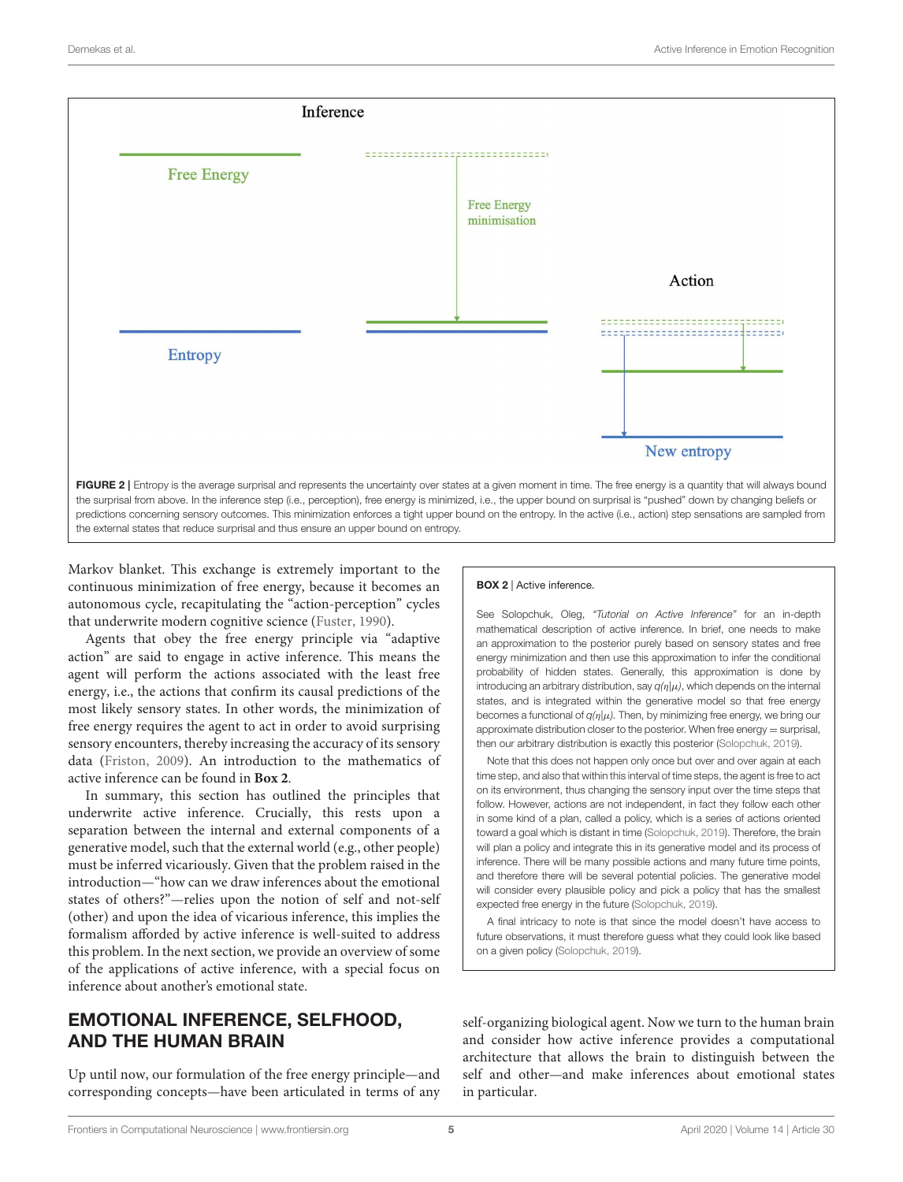Inference

Free Energy

Free Energy minimisation

Action

Entropy

New entropy

**FIGURE 2 |** Entropy is the average surprisal and represents the uncertainty over states at a given moment in time. The free energy is a quantity that will always bound the surprisal from above. In the inference step (i.e., perception), free energy is minimized, i.e., the upper bound on surprisal is "pushed" down by changing beliefs or predictions concerning sensory outcomes. This minimization enforces a tight upper bound on the entropy. In the active (i.e., action) step sensations are sampled from the external states that reduce surprisal and thus ensure an upper bound on entropy.

Markov blanket. This exchange is extremely important to the continuous minimization of free energy, because it becomes an autonomous cycle, recapitulating the "action-perception" cycles that underwrite modern cognitive science (Fuster, 1990).

Agents that obey the free energy principle via "adaptive action" are said to engage in active inference. This means the agent will perform the actions associated with the least free energy, i.e., the actions that confirm its causal predictions of the most likely sensory states. In other words, the minimization of free energy requires the agent to act in order to avoid surprising sensory encounters, thereby increasing the accuracy of its sensory data (Friston, 2009). An introduction to the mathematics of active inference can be found in **Box 2**.

In summary, this section has outlined the principles that underwrite active inference. Crucially, this rests upon a separation between the internal and external components of a generative model, such that the external world (e.g., other people) must be inferred vicariously. Given that the problem raised in the introduction—"how can we draw inferences about the emotional states of others?"—relies upon the notion of self and not-self (other) and upon the idea of vicarious inference, this implies the formalism afforded by active inference is well-suited to address this problem. In the next section, we provide an overview of some of the applications of active inference, with a special focus on inference about another's emotional state.

**BOX 2 |** Active inference.

See Solopchuk, Oleg, *"Tutorial on Active Inference"* for an in-depth mathematical description of active inference. In brief, one needs to make an approximation to the posterior purely based on sensory states and free energy minimization and then use this approximation to infer the conditional probability of hidden states. Generally, this approximation is done by introducing an arbitrary distribution, say $q(\eta|\mu)$, which depends on the internal states, and is integrated within the generative model so that free energy becomes a functional of $q(\eta|\mu)$. Then, by minimizing free energy, we bring our approximate distribution closer to the posterior. When free energy = surprisal, then our arbitrary distribution is exactly this posterior (Solopchuk, 2019).

Note that this does not happen only once but over and over again at each time step, and also that within this interval of time steps, the agent is free to act on its environment, thus changing the sensory input over the time steps that follow. However, actions are not independent, in fact they follow each other in some kind of a plan, called a policy, which is a series of actions oriented toward a goal which is distant in time (Solopchuk, 2019). Therefore, the brain will plan a policy and integrate this in its generative model and its process of inference. There will be many possible actions and many future time points, and therefore there will be several potential policies. The generative model will consider every plausible policy and pick a policy that has the smallest expected free energy in the future (Solopchuk, 2019).

A final intricacy to note is that since the model doesn't have access to future observations, it must therefore guess what they could look like based on a given policy (Solopchuk, 2019).

## EMOTIONAL INFERENCE, SELFHOOD, AND THE HUMAN BRAIN

Up until now, our formulation of the free energy principle—and corresponding concepts—have been articulated in terms of any self-organizing biological agent. Now we turn to the human brain and consider how active inference provides a computational architecture that allows the brain to distinguish between the self and other—and make inferences about emotional states in particular.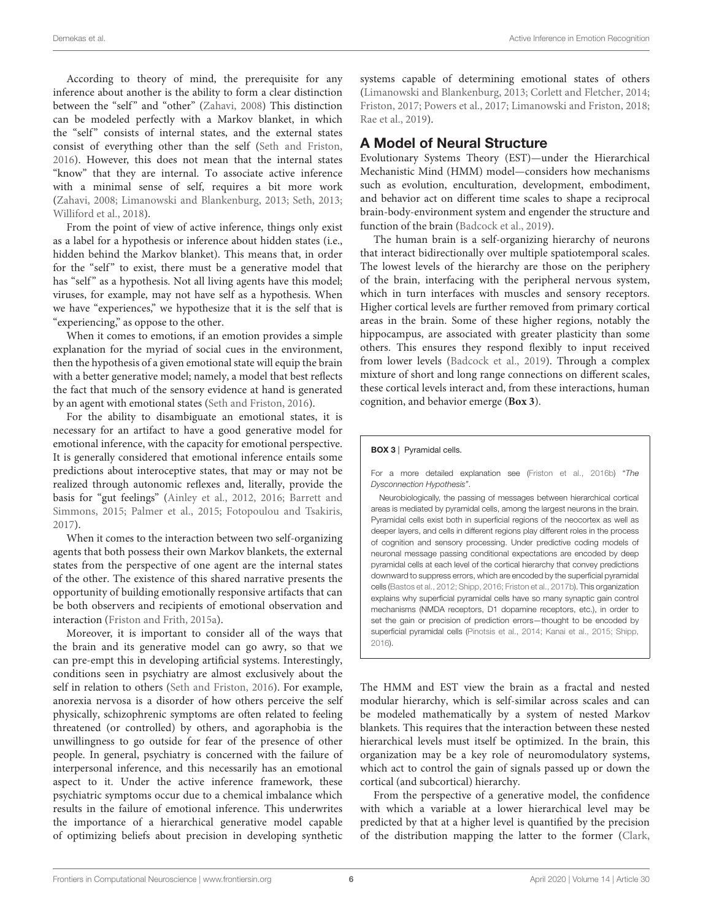According to theory of mind, the prerequisite for any inference about another is the ability to form a clear distinction between the "self" and "other" (Zahavi, 2008) This distinction can be modeled perfectly with a Markov blanket, in which the "self" consists of internal states, and the external states consist of everything other than the self (Seth and Friston, 2016). However, this does not mean that the internal states "know" that they are internal. To associate active inference with a minimal sense of self, requires a bit more work (Zahavi, 2008; Limanowski and Blankenburg, 2013; Seth, 2013; Williford et al., 2018).

From the point of view of active inference, things only exist as a label for a hypothesis or inference about hidden states (i.e., hidden behind the Markov blanket). This means that, in order for the "self" to exist, there must be a generative model that has "self" as a hypothesis. Not all living agents have this model; viruses, for example, may not have self as a hypothesis. When we have "experiences," we hypothesize that it is the self that is "experiencing," as oppose to the other.

When it comes to emotions, if an emotion provides a simple explanation for the myriad of social cues in the environment, then the hypothesis of a given emotional state will equip the brain with a better generative model; namely, a model that best reflects the fact that much of the sensory evidence at hand is generated by an agent with emotional states (Seth and Friston, 2016).

For the ability to disambiguate an emotional states, it is necessary for an artifact to have a good generative model for emotional inference, with the capacity for emotional perspective. It is generally considered that emotional inference entails some predictions about interoceptive states, that may or may not be realized through autonomic reflexes and, literally, provide the basis for "gut feelings" (Ainley et al., 2012, 2016; Barrett and Simmons, 2015; Palmer et al., 2015; Fotopoulou and Tsakiris, 2017).

When it comes to the interaction between two self-organizing agents that both possess their own Markov blankets, the external states from the perspective of one agent are the internal states of the other. The existence of this shared narrative presents the opportunity of building emotionally responsive artifacts that can be both observers and recipients of emotional observation and interaction (Friston and Frith, 2015a).

Moreover, it is important to consider all of the ways that the brain and its generative model can go awry, so that we can pre-empt this in developing artificial systems. Interestingly, conditions seen in psychiatry are almost exclusively about the self in relation to others (Seth and Friston, 2016). For example, anorexia nervosa is a disorder of how others perceive the self physically, schizophrenic symptoms are often related to feeling threatened (or controlled) by others, and agoraphobia is the unwillingness to go outside for fear of the presence of other people. In general, psychiatry is concerned with the failure of interpersonal inference, and this necessarily has an emotional aspect to it. Under the active inference framework, these psychiatric symptoms occur due to a chemical imbalance which results in the failure of emotional inference. This underwrites the importance of a hierarchical generative model capable of optimizing beliefs about precision in developing synthetic systems capable of determining emotional states of others (Limanowski and Blankenburg, 2013; Corlett and Fletcher, 2014; Friston, 2017; Powers et al., 2017; Limanowski and Friston, 2018; Rae et al., 2019).

## A Model of Neural Structure

Evolutionary Systems Theory (EST)—under the Hierarchical Mechanistic Mind (HMM) model—considers how mechanisms such as evolution, enculturation, development, embodiment, and behavior act on different time scales to shape a reciprocal brain-body-environment system and engender the structure and function of the brain (Badcock et al., 2019).

The human brain is a self-organizing hierarchy of neurons that interact bidirectionally over multiple spatiotemporal scales. The lowest levels of the hierarchy are those on the periphery of the brain, interfacing with the peripheral nervous system, which in turn interfaces with muscles and sensory receptors. Higher cortical levels are further removed from primary cortical areas in the brain. Some of these higher regions, notably the hippocampus, are associated with greater plasticity than some others. This ensures they respond flexibly to input received from lower levels (Badcock et al., 2019). Through a complex mixture of short and long range connections on different scales, these cortical levels interact and, from these interactions, human cognition, and behavior emerge (**Box 3**).

> **BOX 3** | Pyramidal cells.
>
> For a more detailed explanation see (Friston et al., 2016b) "*The Dysconnection Hypothesis*".
>
> Neurobiologically, the passing of messages between hierarchical cortical areas is mediated by pyramidal cells, among the largest neurons in the brain. Pyramidal cells exist both in superficial regions of the neocortex as well as deeper layers, and cells in different regions play different roles in the process of cognition and sensory processing. Under predictive coding models of neuronal message passing conditional expectations are encoded by deep pyramidal cells at each level of the cortical hierarchy that convey predictions downward to suppress errors, which are encoded by the superficial pyramidal cells (Bastos et al., 2012; Shipp, 2016; Friston et al., 2017b). This organization explains why superficial pyramidal cells have so many synaptic gain control mechanisms (NMDA receptors, D1 dopamine receptors, etc.), in order to set the gain or precision of prediction errors—thought to be encoded by superficial pyramidal cells (Pinotsis et al., 2014; Kanai et al., 2015; Shipp, 2016).

The HMM and EST view the brain as a fractal and nested modular hierarchy, which is self-similar across scales and can be modeled mathematically by a system of nested Markov blankets. This requires that the interaction between these nested hierarchical levels must itself be optimized. In the brain, this organization may be a key role of neuromodulatory systems, which act to control the gain of signals passed up or down the cortical (and subcortical) hierarchy.

From the perspective of a generative model, the confidence with which a variable at a lower hierarchical level may be predicted by that at a higher level is quantified by the precision of the distribution mapping the latter to the former (Clark,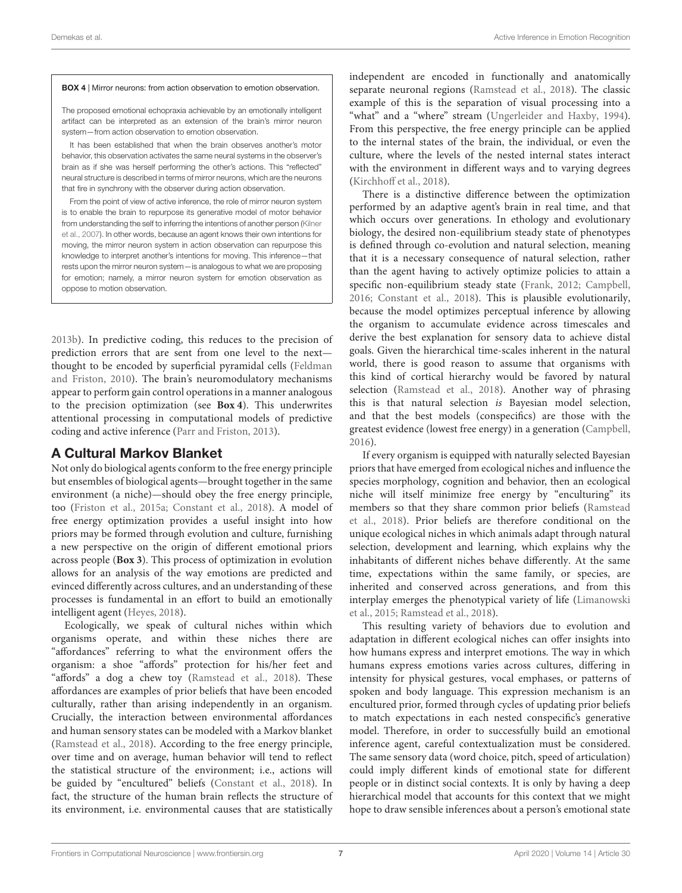**BOX 4** | Mirror neurons: from action observation to emotion observation.

The proposed emotional echopraxia achievable by an emotionally intelligent artifact can be interpreted as an extension of the brain's mirror neuron system—from action observation to emotion observation.

It has been established that when the brain observes another's motor behavior, this observation activates the same neural systems in the observer's brain as if she was herself performing the other's actions. This "reflected" neural structure is described in terms of mirror neurons, which are the neurons that fire in synchrony with the observer during action observation.

From the point of view of active inference, the role of mirror neuron system is to enable the brain to repurpose its generative model of motor behavior from understanding the self to inferring the intentions of another person (Kilner et al., 2007). In other words, because an agent knows their own intentions for moving, the mirror neuron system in action observation can repurpose this knowledge to interpret another's intentions for moving. This inference—that rests upon the mirror neuron system—is analogous to what we are proposing for emotion; namely, a mirror neuron system for emotion observation as oppose to motion observation.

2013b). In predictive coding, this reduces to the precision of prediction errors that are sent from one level to the next—thought to be encoded by superficial pyramidal cells (Feldman and Friston, 2010). The brain's neuromodulatory mechanisms appear to perform gain control operations in a manner analogous to the precision optimization (see **Box 4**). This underwrites attentional processing in computational models of predictive coding and active inference (Parr and Friston, 2013).

## A Cultural Markov Blanket

Not only do biological agents conform to the free energy principle but ensembles of biological agents—brought together in the same environment (a niche)—should obey the free energy principle, too (Friston et al., 2015a; Constant et al., 2018). A model of free energy optimization provides a useful insight into how priors may be formed through evolution and culture, furnishing a new perspective on the origin of different emotional priors across people (**Box 3**). This process of optimization in evolution allows for an analysis of the way emotions are predicted and evinced differently across cultures, and an understanding of these processes is fundamental in an effort to build an emotionally intelligent agent (Heyes, 2018).

Ecologically, we speak of cultural niches within which organisms operate, and within these niches there are "affordances" referring to what the environment offers the organism: a shoe "affords" protection for his/her feet and "affords" a dog a chew toy (Ramstead et al., 2018). These affordances are examples of prior beliefs that have been encoded culturally, rather than arising independently in an organism. Crucially, the interaction between environmental affordances and human sensory states can be modeled with a Markov blanket (Ramstead et al., 2018). According to the free energy principle, over time and on average, human behavior will tend to reflect the statistical structure of the environment; i.e., actions will be guided by "encultured" beliefs (Constant et al., 2018). In fact, the structure of the human brain reflects the structure of its environment, i.e. environmental causes that are statistically independent are encoded in functionally and anatomically separate neuronal regions (Ramstead et al., 2018). The classic example of this is the separation of visual processing into a "what" and a "where" stream (Ungerleider and Haxby, 1994). From this perspective, the free energy principle can be applied to the internal states of the brain, the individual, or even the culture, where the levels of the nested internal states interact with the environment in different ways and to varying degrees (Kirchhoff et al., 2018).

There is a distinctive difference between the optimization performed by an adaptive agent's brain in real time, and that which occurs over generations. In ethology and evolutionary biology, the desired non-equilibrium steady state of phenotypes is defined through co-evolution and natural selection, meaning that it is a necessary consequence of natural selection, rather than the agent having to actively optimize policies to attain a specific non-equilibrium steady state (Frank, 2012; Campbell, 2016; Constant et al., 2018). This is plausible evolutionarily, because the model optimizes perceptual inference by allowing the organism to accumulate evidence across timescales and derive the best explanation for sensory data to achieve distal goals. Given the hierarchical time-scales inherent in the natural world, there is good reason to assume that organisms with this kind of cortical hierarchy would be favored by natural selection (Ramstead et al., 2018). Another way of phrasing this is that natural selection *is* Bayesian model selection, and that the best models (conspecifics) are those with the greatest evidence (lowest free energy) in a generation (Campbell, 2016).

If every organism is equipped with naturally selected Bayesian priors that have emerged from ecological niches and influence the species morphology, cognition and behavior, then an ecological niche will itself minimize free energy by "enculturing" its members so that they share common prior beliefs (Ramstead et al., 2018). Prior beliefs are therefore conditional on the unique ecological niches in which animals adapt through natural selection, development and learning, which explains why the inhabitants of different niches behave differently. At the same time, expectations within the same family, or species, are inherited and conserved across generations, and from this interplay emerges the phenotypical variety of life (Limanowski et al., 2015; Ramstead et al., 2018).

This resulting variety of behaviors due to evolution and adaptation in different ecological niches can offer insights into how humans express and interpret emotions. The way in which humans express emotions varies across cultures, differing in intensity for physical gestures, vocal emphases, or patterns of spoken and body language. This expression mechanism is an encultured prior, formed through cycles of updating prior beliefs to match expectations in each nested conspecific's generative model. Therefore, in order to successfully build an emotional inference agent, careful contextualization must be considered. The same sensory data (word choice, pitch, speed of articulation) could imply different kinds of emotional state for different people or in distinct social contexts. It is only by having a deep hierarchical model that accounts for this context that we might hope to draw sensible inferences about a person's emotional state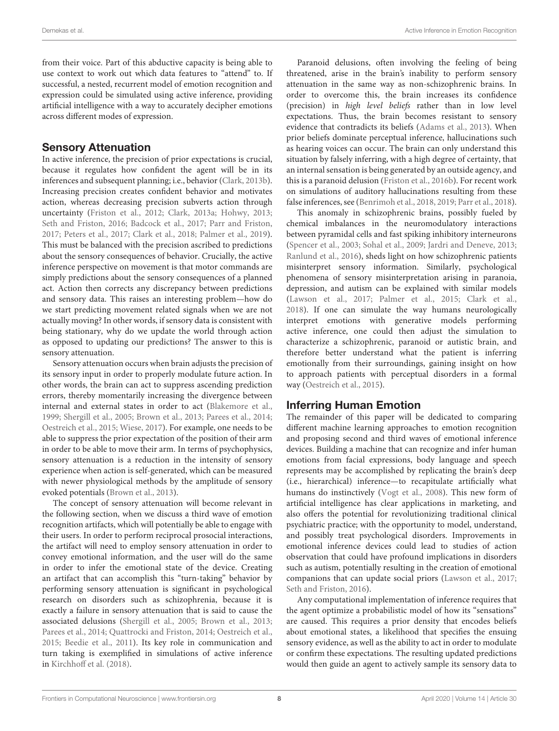from their voice. Part of this abductive capacity is being able to use context to work out which data features to "attend" to. If successful, a nested, recurrent model of emotion recognition and expression could be simulated using active inference, providing artificial intelligence with a way to accurately decipher emotions across different modes of expression.

## Sensory Attenuation

In active inference, the precision of prior expectations is crucial, because it regulates how confident the agent will be in its inferences and subsequent planning; i.e., behavior (Clark, 2013b). Increasing precision creates confident behavior and motivates action, whereas decreasing precision subverts action through uncertainty (Friston et al., 2012; Clark, 2013a; Hohwy, 2013; Seth and Friston, 2016; Badcock et al., 2017; Parr and Friston, 2017; Peters et al., 2017; Clark et al., 2018; Palmer et al., 2019). This must be balanced with the precision ascribed to predictions about the sensory consequences of behavior. Crucially, the active inference perspective on movement is that motor commands are simply predictions about the sensory consequences of a planned act. Action then corrects any discrepancy between predictions and sensory data. This raises an interesting problem—how do we start predicting movement related signals when we are not actually moving? In other words, if sensory data is consistent with being stationary, why do we update the world through action as opposed to updating our predictions? The answer to this is sensory attenuation.

Sensory attenuation occurs when brain adjusts the precision of its sensory input in order to properly modulate future action. In other words, the brain can act to suppress ascending prediction errors, thereby momentarily increasing the divergence between internal and external states in order to act (Blakemore et al., 1999; Shergill et al., 2005; Brown et al., 2013; Parees et al., 2014; Oestreich et al., 2015; Wiese, 2017). For example, one needs to be able to suppress the prior expectation of the position of their arm in order to be able to move their arm. In terms of psychophysics, sensory attenuation is a reduction in the intensity of sensory experience when action is self-generated, which can be measured with newer physiological methods by the amplitude of sensory evoked potentials (Brown et al., 2013).

The concept of sensory attenuation will become relevant in the following section, when we discuss a third wave of emotion recognition artifacts, which will potentially be able to engage with their users. In order to perform reciprocal prosocial interactions, the artifact will need to employ sensory attenuation in order to convey emotional information, and the user will do the same in order to infer the emotional state of the device. Creating an artifact that can accomplish this "turn-taking" behavior by performing sensory attenuation is significant in psychological research on disorders such as schizophrenia, because it is exactly a failure in sensory attenuation that is said to cause the associated delusions (Shergill et al., 2005; Brown et al., 2013; Parees et al., 2014; Quattrocki and Friston, 2014; Oestreich et al., 2015; Beedie et al., 2011). Its key role in communication and turn taking is exemplified in simulations of active inference in Kirchhoff et al. (2018).

Paranoid delusions, often involving the feeling of being threatened, arise in the brain's inability to perform sensory attenuation in the same way as non-schizophrenic brains. In order to overcome this, the brain increases its confidence (precision) in *high level beliefs* rather than in low level expectations. Thus, the brain becomes resistant to sensory evidence that contradicts its beliefs (Adams et al., 2013). When prior beliefs dominate perceptual inference, hallucinations such as hearing voices can occur. The brain can only understand this situation by falsely inferring, with a high degree of certainty, that an internal sensation is being generated by an outside agency, and this is a paranoid delusion (Friston et al., 2016b). For recent work on simulations of auditory hallucinations resulting from these false inferences, see (Benrimoh et al., 2018, 2019; Parr et al., 2018).

This anomaly in schizophrenic brains, possibly fueled by chemical imbalances in the neuromodulatory interactions between pyramidal cells and fast spiking inhibitory interneurons (Spencer et al., 2003; Sohal et al., 2009; Jardri and Deneve, 2013; Ranlund et al., 2016), sheds light on how schizophrenic patients misinterpret sensory information. Similarly, psychological phenomena of sensory misinterpretation arising in paranoia, depression, and autism can be explained with similar models (Lawson et al., 2017; Palmer et al., 2015; Clark et al., 2018). If one can simulate the way humans neurologically interpret emotions with generative models performing active inference, one could then adjust the simulation to characterize a schizophrenic, paranoid or autistic brain, and therefore better understand what the patient is inferring emotionally from their surroundings, gaining insight on how to approach patients with perceptual disorders in a formal way (Oestreich et al., 2015).

## Inferring Human Emotion

The remainder of this paper will be dedicated to comparing different machine learning approaches to emotion recognition and proposing second and third waves of emotional inference devices. Building a machine that can recognize and infer human emotions from facial expressions, body language and speech represents may be accomplished by replicating the brain's deep (i.e., hierarchical) inference—to recapitulate artificially what humans do instinctively (Vogt et al., 2008). This new form of artificial intelligence has clear applications in marketing, and also offers the potential for revolutionizing traditional clinical psychiatric practice; with the opportunity to model, understand, and possibly treat psychological disorders. Improvements in emotional inference devices could lead to studies of action observation that could have profound implications in disorders such as autism, potentially resulting in the creation of emotional companions that can update social priors (Lawson et al., 2017; Seth and Friston, 2016).

Any computational implementation of inference requires that the agent optimize a probabilistic model of how its "sensations" are caused. This requires a prior density that encodes beliefs about emotional states, a likelihood that specifies the ensuing sensory evidence, as well as the ability to act in order to modulate or confirm these expectations. The resulting updated predictions would then guide an agent to actively sample its sensory data to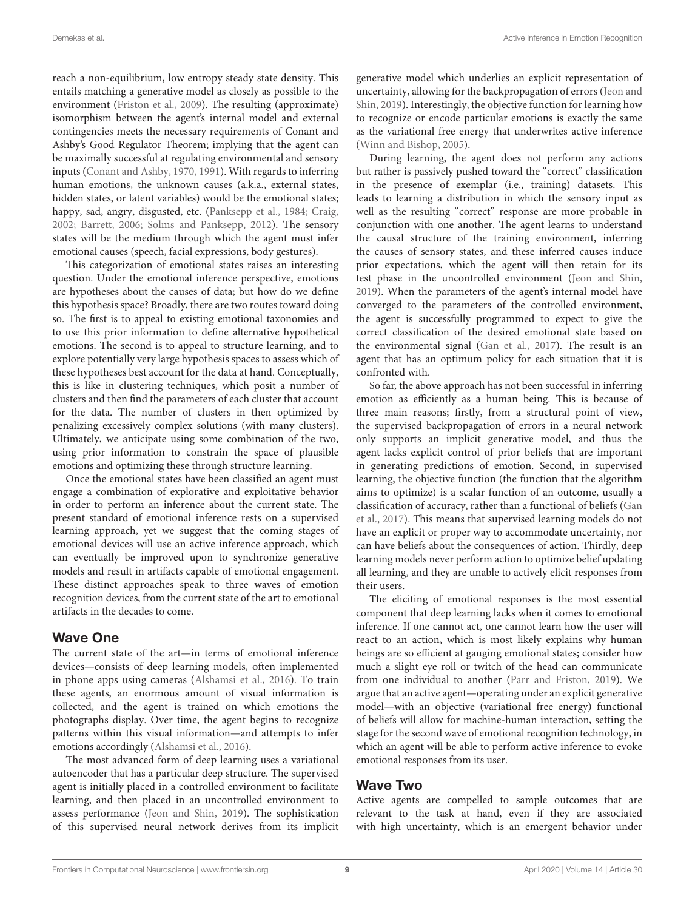reach a non-equilibrium, low entropy steady state density. This entails matching a generative model as closely as possible to the environment (Friston et al., 2009). The resulting (approximate) isomorphism between the agent's internal model and external contingencies meets the necessary requirements of Conant and Ashby's Good Regulator Theorem; implying that the agent can be maximally successful at regulating environmental and sensory inputs (Conant and Ashby, 1970, 1991). With regards to inferring human emotions, the unknown causes (a.k.a., external states, hidden states, or latent variables) would be the emotional states; happy, sad, angry, disgusted, etc. (Panksepp et al., 1984; Craig, 2002; Barrett, 2006; Solms and Panksepp, 2012). The sensory states will be the medium through which the agent must infer emotional causes (speech, facial expressions, body gestures).

This categorization of emotional states raises an interesting question. Under the emotional inference perspective, emotions are hypotheses about the causes of data; but how do we define this hypothesis space? Broadly, there are two routes toward doing so. The first is to appeal to existing emotional taxonomies and to use this prior information to define alternative hypothetical emotions. The second is to appeal to structure learning, and to explore potentially very large hypothesis spaces to assess which of these hypotheses best account for the data at hand. Conceptually, this is like in clustering techniques, which posit a number of clusters and then find the parameters of each cluster that account for the data. The number of clusters in then optimized by penalizing excessively complex solutions (with many clusters). Ultimately, we anticipate using some combination of the two, using prior information to constrain the space of plausible emotions and optimizing these through structure learning.

Once the emotional states have been classified an agent must engage a combination of explorative and exploitative behavior in order to perform an inference about the current state. The present standard of emotional inference rests on a supervised learning approach, yet we suggest that the coming stages of emotional devices will use an active inference approach, which can eventually be improved upon to synchronize generative models and result in artifacts capable of emotional engagement. These distinct approaches speak to three waves of emotion recognition devices, from the current state of the art to emotional artifacts in the decades to come.

## Wave One

The current state of the art—in terms of emotional inference devices—consists of deep learning models, often implemented in phone apps using cameras (Alshamsi et al., 2016). To train these agents, an enormous amount of visual information is collected, and the agent is trained on which emotions the photographs display. Over time, the agent begins to recognize patterns within this visual information—and attempts to infer emotions accordingly (Alshamsi et al., 2016).

The most advanced form of deep learning uses a variational autoencoder that has a particular deep structure. The supervised agent is initially placed in a controlled environment to facilitate learning, and then placed in an uncontrolled environment to assess performance (Jeon and Shin, 2019). The sophistication of this supervised neural network derives from its implicit generative model which underlies an explicit representation of uncertainty, allowing for the backpropagation of errors (Jeon and Shin, 2019). Interestingly, the objective function for learning how to recognize or encode particular emotions is exactly the same as the variational free energy that underwrites active inference (Winn and Bishop, 2005).

During learning, the agent does not perform any actions but rather is passively pushed toward the "correct" classification in the presence of exemplar (i.e., training) datasets. This leads to learning a distribution in which the sensory input as well as the resulting "correct" response are more probable in conjunction with one another. The agent learns to understand the causal structure of the training environment, inferring the causes of sensory states, and these inferred causes induce prior expectations, which the agent will then retain for its test phase in the uncontrolled environment (Jeon and Shin, 2019). When the parameters of the agent's internal model have converged to the parameters of the controlled environment, the agent is successfully programmed to expect to give the correct classification of the desired emotional state based on the environmental signal (Gan et al., 2017). The result is an agent that has an optimum policy for each situation that it is confronted with.

So far, the above approach has not been successful in inferring emotion as efficiently as a human being. This is because of three main reasons; firstly, from a structural point of view, the supervised backpropagation of errors in a neural network only supports an implicit generative model, and thus the agent lacks explicit control of prior beliefs that are important in generating predictions of emotion. Second, in supervised learning, the objective function (the function that the algorithm aims to optimize) is a scalar function of an outcome, usually a classification of accuracy, rather than a functional of beliefs (Gan et al., 2017). This means that supervised learning models do not have an explicit or proper way to accommodate uncertainty, nor can have beliefs about the consequences of action. Thirdly, deep learning models never perform action to optimize belief updating all learning, and they are unable to actively elicit responses from their users.

The eliciting of emotional responses is the most essential component that deep learning lacks when it comes to emotional inference. If one cannot act, one cannot learn how the user will react to an action, which is most likely explains why human beings are so efficient at gauging emotional states; consider how much a slight eye roll or twitch of the head can communicate from one individual to another (Parr and Friston, 2019). We argue that an active agent—operating under an explicit generative model—with an objective (variational free energy) functional of beliefs will allow for machine-human interaction, setting the stage for the second wave of emotional recognition technology, in which an agent will be able to perform active inference to evoke emotional responses from its user.

## Wave Two

Active agents are compelled to sample outcomes that are relevant to the task at hand, even if they are associated with high uncertainty, which is an emergent behavior under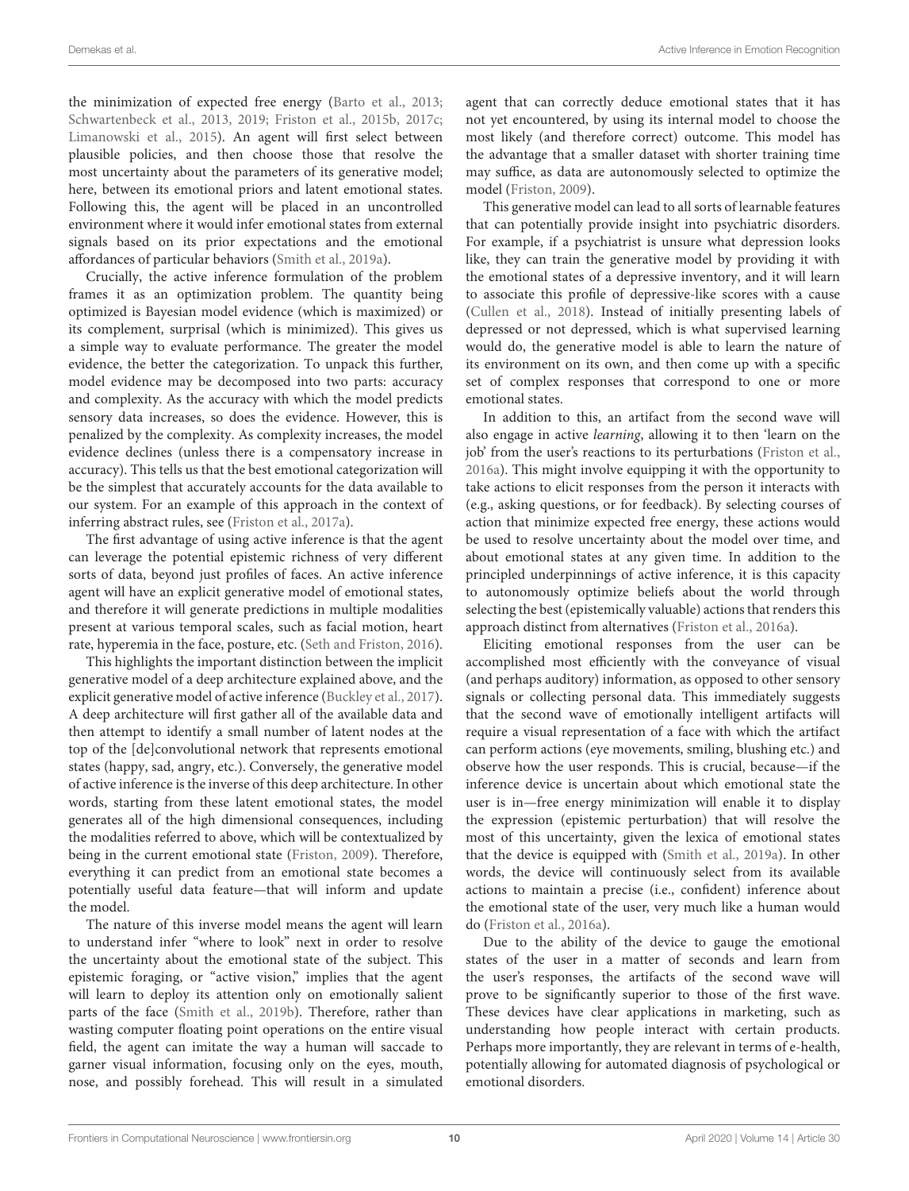the minimization of expected free energy (Barto et al., 2013; Schwartenbeck et al., 2013, 2019; Friston et al., 2015b, 2017c; Limanowski et al., 2015). An agent will first select between plausible policies, and then choose those that resolve the most uncertainty about the parameters of its generative model; here, between its emotional priors and latent emotional states. Following this, the agent will be placed in an uncontrolled environment where it would infer emotional states from external signals based on its prior expectations and the emotional affordances of particular behaviors (Smith et al., 2019a).

Crucially, the active inference formulation of the problem frames it as an optimization problem. The quantity being optimized is Bayesian model evidence (which is maximized) or its complement, surprisal (which is minimized). This gives us a simple way to evaluate performance. The greater the model evidence, the better the categorization. To unpack this further, model evidence may be decomposed into two parts: accuracy and complexity. As the accuracy with which the model predicts sensory data increases, so does the evidence. However, this is penalized by the complexity. As complexity increases, the model evidence declines (unless there is a compensatory increase in accuracy). This tells us that the best emotional categorization will be the simplest that accurately accounts for the data available to our system. For an example of this approach in the context of inferring abstract rules, see (Friston et al., 2017a).

The first advantage of using active inference is that the agent can leverage the potential epistemic richness of very different sorts of data, beyond just profiles of faces. An active inference agent will have an explicit generative model of emotional states, and therefore it will generate predictions in multiple modalities present at various temporal scales, such as facial motion, heart rate, hyperemia in the face, posture, etc. (Seth and Friston, 2016).

This highlights the important distinction between the implicit generative model of a deep architecture explained above, and the explicit generative model of active inference (Buckley et al., 2017). A deep architecture will first gather all of the available data and then attempt to identify a small number of latent nodes at the top of the [de]convolutional network that represents emotional states (happy, sad, angry, etc.). Conversely, the generative model of active inference is the inverse of this deep architecture. In other words, starting from these latent emotional states, the model generates all of the high dimensional consequences, including the modalities referred to above, which will be contextualized by being in the current emotional state (Friston, 2009). Therefore, everything it can predict from an emotional state becomes a potentially useful data feature—that will inform and update the model.

The nature of this inverse model means the agent will learn to understand infer "where to look" next in order to resolve the uncertainty about the emotional state of the subject. This epistemic foraging, or "active vision," implies that the agent will learn to deploy its attention only on emotionally salient parts of the face (Smith et al., 2019b). Therefore, rather than wasting computer floating point operations on the entire visual field, the agent can imitate the way a human will saccade to garner visual information, focusing only on the eyes, mouth, nose, and possibly forehead. This will result in a simulated agent that can correctly deduce emotional states that it has not yet encountered, by using its internal model to choose the most likely (and therefore correct) outcome. This model has the advantage that a smaller dataset with shorter training time may suffice, as data are autonomously selected to optimize the model (Friston, 2009).

This generative model can lead to all sorts of learnable features that can potentially provide insight into psychiatric disorders. For example, if a psychiatrist is unsure what depression looks like, they can train the generative model by providing it with the emotional states of a depressive inventory, and it will learn to associate this profile of depressive-like scores with a cause (Cullen et al., 2018). Instead of initially presenting labels of depressed or not depressed, which is what supervised learning would do, the generative model is able to learn the nature of its environment on its own, and then come up with a specific set of complex responses that correspond to one or more emotional states.

In addition to this, an artifact from the second wave will also engage in active *learning*, allowing it to then 'learn on the job' from the user's reactions to its perturbations (Friston et al., 2016a). This might involve equipping it with the opportunity to take actions to elicit responses from the person it interacts with (e.g., asking questions, or for feedback). By selecting courses of action that minimize expected free energy, these actions would be used to resolve uncertainty about the model over time, and about emotional states at any given time. In addition to the principled underpinnings of active inference, it is this capacity to autonomously optimize beliefs about the world through selecting the best (epistemically valuable) actions that renders this approach distinct from alternatives (Friston et al., 2016a).

Eliciting emotional responses from the user can be accomplished most efficiently with the conveyance of visual (and perhaps auditory) information, as opposed to other sensory signals or collecting personal data. This immediately suggests that the second wave of emotionally intelligent artifacts will require a visual representation of a face with which the artifact can perform actions (eye movements, smiling, blushing etc.) and observe how the user responds. This is crucial, because—if the inference device is uncertain about which emotional state the user is in—free energy minimization will enable it to display the expression (epistemic perturbation) that will resolve the most of this uncertainty, given the lexica of emotional states that the device is equipped with (Smith et al., 2019a). In other words, the device will continuously select from its available actions to maintain a precise (i.e., confident) inference about the emotional state of the user, very much like a human would do (Friston et al., 2016a).

Due to the ability of the device to gauge the emotional states of the user in a matter of seconds and learn from the user's responses, the artifacts of the second wave will prove to be significantly superior to those of the first wave. These devices have clear applications in marketing, such as understanding how people interact with certain products. Perhaps more importantly, they are relevant in terms of e-health, potentially allowing for automated diagnosis of psychological or emotional disorders.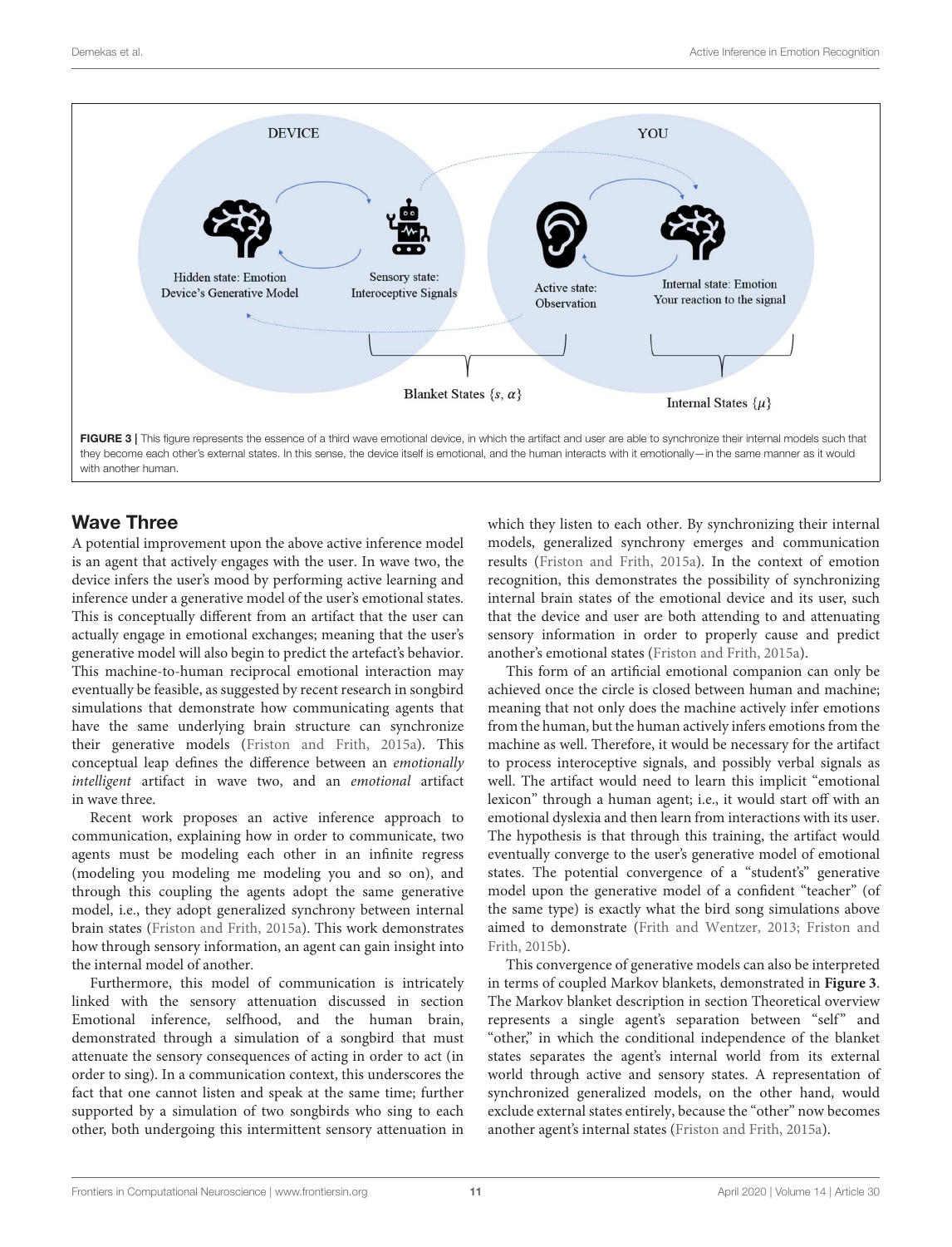FIGURE 3 | This figure represents the essence of a third wave emotional device, in which the artifact and user are able to synchronize their internal models such that they become each other's external states. In this sense, the device itself is emotional, and the human interacts with it emotionally—in the same manner as it would with another human.

## Wave Three

A potential improvement upon the above active inference model is an agent that actively engages with the user. In wave two, the device infers the user's mood by performing active learning and inference under a generative model of the user's emotional states. This is conceptually different from an artifact that the user can actually engage in emotional exchanges; meaning that the user's generative model will also begin to predict the artefact's behavior. This machine-to-human reciprocal emotional interaction may eventually be feasible, as suggested by recent research in songbird simulations that demonstrate how communicating agents that have the same underlying brain structure can synchronize their generative models (Friston and Frith, 2015a). This conceptual leap defines the difference between an *emotionally intelligent* artifact in wave two, and an *emotional* artifact in wave three.

Recent work proposes an active inference approach to communication, explaining how in order to communicate, two agents must be modeling each other in an infinite regress (modeling you modeling me modeling you and so on), and through this coupling the agents adopt the same generative model, i.e., they adopt generalized synchrony between internal brain states (Friston and Frith, 2015a). This work demonstrates how through sensory information, an agent can gain insight into the internal model of another.

Furthermore, this model of communication is intricately linked with the sensory attenuation discussed in section Emotional inference, selfhood, and the human brain, demonstrated through a simulation of a songbird that must attenuate the sensory consequences of acting in order to act (in order to sing). In a communication context, this underscores the fact that one cannot listen and speak at the same time; further supported by a simulation of two songbirds who sing to each other, both undergoing this intermittent sensory attenuation in which they listen to each other. By synchronizing their internal models, generalized synchrony emerges and communication results (Friston and Frith, 2015a). In the context of emotion recognition, this demonstrates the possibility of synchronizing internal brain states of the emotional device and its user, such that the device and user are both attending to and attenuating sensory information in order to properly cause and predict another's emotional states (Friston and Frith, 2015a).

This form of an artificial emotional companion can only be achieved once the circle is closed between human and machine; meaning that not only does the machine actively infer emotions from the human, but the human actively infers emotions from the machine as well. Therefore, it would be necessary for the artifact to process interoceptive signals, and possibly verbal signals as well. The artifact would need to learn this implicit "emotional lexicon" through a human agent; i.e., it would start off with an emotional dyslexia and then learn from interactions with its user. The hypothesis is that through this training, the artifact would eventually converge to the user's generative model of emotional states. The potential convergence of a "student's" generative model upon the generative model of a confident "teacher" (of the same type) is exactly what the bird song simulations above aimed to demonstrate (Frith and Wentzer, 2013; Friston and Frith, 2015b).

This convergence of generative models can also be interpreted in terms of coupled Markov blankets, demonstrated in **Figure 3**. The Markov blanket description in section Theoretical overview represents a single agent's separation between "self" and "other," in which the conditional independence of the blanket states separates the agent's internal world from its external world through active and sensory states. A representation of synchronized generalized models, on the other hand, would exclude external states entirely, because the "other" now becomes another agent's internal states (Friston and Frith, 2015a).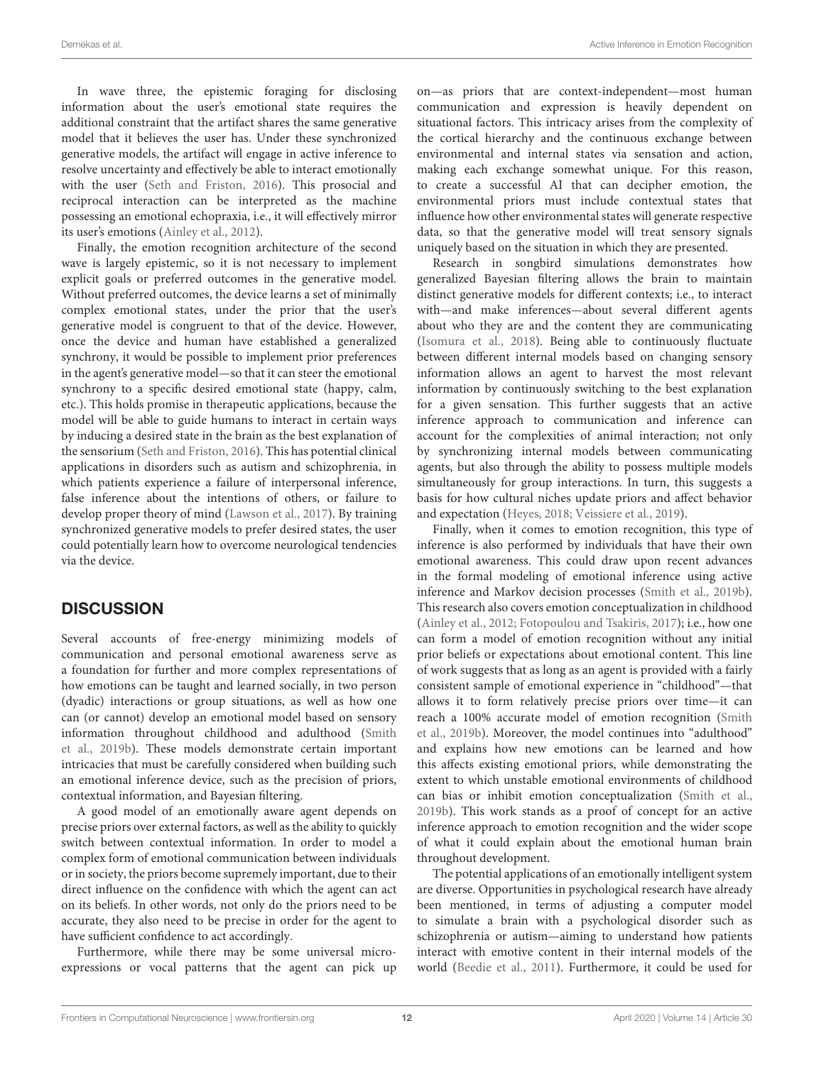In wave three, the epistemic foraging for disclosing information about the user's emotional state requires the additional constraint that the artifact shares the same generative model that it believes the user has. Under these synchronized generative models, the artifact will engage in active inference to resolve uncertainty and effectively be able to interact emotionally with the user (Seth and Friston, 2016). This prosocial and reciprocal interaction can be interpreted as the machine possessing an emotional echopraxia, i.e., it will effectively mirror its user's emotions (Ainley et al., 2012).

Finally, the emotion recognition architecture of the second wave is largely epistemic, so it is not necessary to implement explicit goals or preferred outcomes in the generative model. Without preferred outcomes, the device learns a set of minimally complex emotional states, under the prior that the user's generative model is congruent to that of the device. However, once the device and human have established a generalized synchrony, it would be possible to implement prior preferences in the agent's generative model—so that it can steer the emotional synchrony to a specific desired emotional state (happy, calm, etc.). This holds promise in therapeutic applications, because the model will be able to guide humans to interact in certain ways by inducing a desired state in the brain as the best explanation of the sensorium (Seth and Friston, 2016). This has potential clinical applications in disorders such as autism and schizophrenia, in which patients experience a failure of interpersonal inference, false inference about the intentions of others, or failure to develop proper theory of mind (Lawson et al., 2017). By training synchronized generative models to prefer desired states, the user could potentially learn how to overcome neurological tendencies via the device.

## DISCUSSION

Several accounts of free-energy minimizing models of communication and personal emotional awareness serve as a foundation for further and more complex representations of how emotions can be taught and learned socially, in two person (dyadic) interactions or group situations, as well as how one can (or cannot) develop an emotional model based on sensory information throughout childhood and adulthood (Smith et al., 2019b). These models demonstrate certain important intricacies that must be carefully considered when building such an emotional inference device, such as the precision of priors, contextual information, and Bayesian filtering.

A good model of an emotionally aware agent depends on precise priors over external factors, as well as the ability to quickly switch between contextual information. In order to model a complex form of emotional communication between individuals or in society, the priors become supremely important, due to their direct influence on the confidence with which the agent can act on its beliefs. In other words, not only do the priors need to be accurate, they also need to be precise in order for the agent to have sufficient confidence to act accordingly.

Furthermore, while there may be some universal micro-expressions or vocal patterns that the agent can pick up on—as priors that are context-independent—most human communication and expression is heavily dependent on situational factors. This intricacy arises from the complexity of the cortical hierarchy and the continuous exchange between environmental and internal states via sensation and action, making each exchange somewhat unique. For this reason, to create a successful AI that can decipher emotion, the environmental priors must include contextual states that influence how other environmental states will generate respective data, so that the generative model will treat sensory signals uniquely based on the situation in which they are presented.

Research in songbird simulations demonstrates how generalized Bayesian filtering allows the brain to maintain distinct generative models for different contexts; i.e., to interact with—and make inferences—about several different agents about who they are and the content they are communicating (Isomura et al., 2018). Being able to continuously fluctuate between different internal models based on changing sensory information allows an agent to harvest the most relevant information by continuously switching to the best explanation for a given sensation. This further suggests that an active inference approach to communication and inference can account for the complexities of animal interaction; not only by synchronizing internal models between communicating agents, but also through the ability to possess multiple models simultaneously for group interactions. In turn, this suggests a basis for how cultural niches update priors and affect behavior and expectation (Heyes, 2018; Veissiere et al., 2019).

Finally, when it comes to emotion recognition, this type of inference is also performed by individuals that have their own emotional awareness. This could draw upon recent advances in the formal modeling of emotional inference using active inference and Markov decision processes (Smith et al., 2019b). This research also covers emotion conceptualization in childhood (Ainley et al., 2012; Fotopoulou and Tsakiris, 2017); i.e., how one can form a model of emotion recognition without any initial prior beliefs or expectations about emotional content. This line of work suggests that as long as an agent is provided with a fairly consistent sample of emotional experience in "childhood"—that allows it to form relatively precise priors over time—it can reach a 100% accurate model of emotion recognition (Smith et al., 2019b). Moreover, the model continues into "adulthood" and explains how new emotions can be learned and how this affects existing emotional priors, while demonstrating the extent to which unstable emotional environments of childhood can bias or inhibit emotion conceptualization (Smith et al., 2019b). This work stands as a proof of concept for an active inference approach to emotion recognition and the wider scope of what it could explain about the emotional human brain throughout development.

The potential applications of an emotionally intelligent system are diverse. Opportunities in psychological research have already been mentioned, in terms of adjusting a computer model to simulate a brain with a psychological disorder such as schizophrenia or autism—aiming to understand how patients interact with emotive content in their internal models of the world (Beedie et al., 2011). Furthermore, it could be used for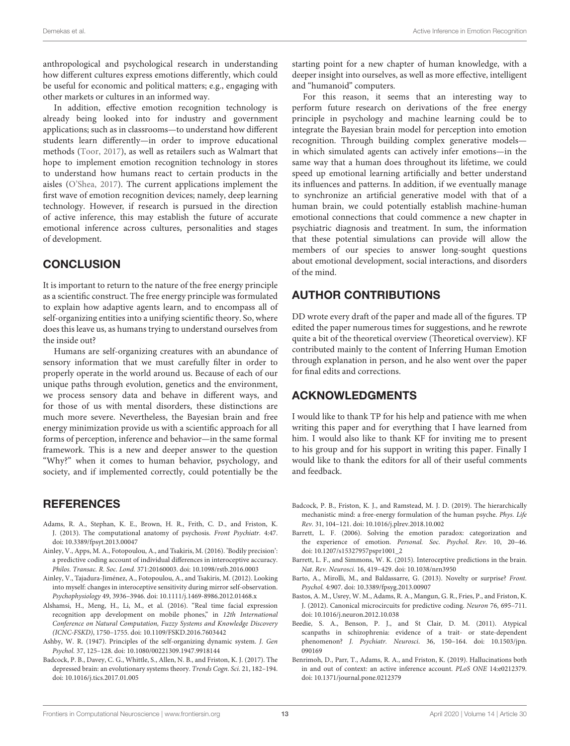anthropological and psychological research in understanding how different cultures express emotions differently, which could be useful for economic and political matters; e.g., engaging with other markets or cultures in an informed way.

In addition, effective emotion recognition technology is already being looked into for industry and government applications; such as in classrooms—to understand how different students learn differently—in order to improve educational methods (Toor, 2017), as well as retailers such as Walmart that hope to implement emotion recognition technology in stores to understand how humans react to certain products in the aisles (O'Shea, 2017). The current applications implement the first wave of emotion recognition devices; namely, deep learning technology. However, if research is pursued in the direction of active inference, this may establish the future of accurate emotional inference across cultures, personalities and stages of development.

## CONCLUSION

It is important to return to the nature of the free energy principle as a scientific construct. The free energy principle was formulated to explain how adaptive agents learn, and to encompass all of self-organizing entities into a unifying scientific theory. So, where does this leave us, as humans trying to understand ourselves from the inside out?

Humans are self-organizing creatures with an abundance of sensory information that we must carefully filter in order to properly operate in the world around us. Because of each of our unique paths through evolution, genetics and the environment, we process sensory data and behave in different ways, and for those of us with mental disorders, these distinctions are much more severe. Nevertheless, the Bayesian brain and free energy minimization provide us with a scientific approach for all forms of perception, inference and behavior—in the same formal framework. This is a new and deeper answer to the question "Why?" when it comes to human behavior, psychology, and society, and if implemented correctly, could potentially be the starting point for a new chapter of human knowledge, with a deeper insight into ourselves, as well as more effective, intelligent and "humanoid" computers.

For this reason, it seems that an interesting way to perform future research on derivations of the free energy principle in psychology and machine learning could be to integrate the Bayesian brain model for perception into emotion recognition. Through building complex generative models—in which simulated agents can actively infer emotions—in the same way that a human does throughout its lifetime, we could speed up emotional learning artificially and better understand its influences and patterns. In addition, if we eventually manage to synchronize an artificial generative model with that of a human brain, we could potentially establish machine-human emotional connections that could commence a new chapter in psychiatric diagnosis and treatment. In sum, the information that these potential simulations can provide will allow the members of our species to answer long-sought questions about emotional development, social interactions, and disorders of the mind.

## AUTHOR CONTRIBUTIONS

DD wrote every draft of the paper and made all of the figures. TP edited the paper numerous times for suggestions, and he rewrote quite a bit of the theoretical overview (Theoretical overview). KF contributed mainly to the content of Inferring Human Emotion through explanation in person, and he also went over the paper for final edits and corrections.

## ACKNOWLEDGMENTS

I would like to thank TP for his help and patience with me when writing this paper and for everything that I have learned from him. I would also like to thank KF for inviting me to present to his group and for his support in writing this paper. Finally I would like to thank the editors for all of their useful comments and feedback.

## REFERENCES

Adams, R. A., Stephan, K. E., Brown, H. R., Frith, C. D., and Friston, K. J. (2013). The computational anatomy of psychosis. *Front Psychiatr.* 4:47. doi: 10.3389/fpsyt.2013.00047

Ainley, V., Apps, M. A., Fotopoulou, A., and Tsakiris, M. (2016). 'Bodily precision': a predictive coding account of individual differences in interoceptive accuracy. *Philos. Transac. R. Soc. Lond.* 371:20160003. doi: 10.1098/rstb.2016.0003

Ainley, V., Tajadura-Jiménez, A., Fotopoulou, A., and Tsakiris, M. (2012). Looking into myself: changes in interoceptive sensitivity during mirror self-observation. *Psychophysiology* 49, 3936–3946. doi: 10.1111/j.1469-8986.2012.01468.x

Alshamsi, H., Meng, H., Li, M., et al. (2016). "Real time facial expression recognition app development on mobile phones," in *12th International Conference on Natural Computation, Fuzzy Systems and Knowledge Discovery (ICNC-FSKD)*, 1750–1755. doi: 10.1109/FSKD.2016.7603442

Ashby, W. R. (1947). Principles of the self-organizing dynamic system. *J. Gen Psychol.* 37, 125–128. doi: 10.1080/00221309.1947.9918144

Badcock, P. B., Davey, C. G., Whittle, S., Allen, N. B., and Friston, K. J. (2017). The depressed brain: an evolutionary systems theory. *Trends Cogn. Sci.* 21, 182–194. doi: 10.1016/j.tics.2017.01.005

Badcock, P. B., Friston, K. J., and Ramstead, M. J. D. (2019). The hierarchically mechanistic mind: a free-energy formulation of the human psyche. *Phys. Life Rev.* 31, 104–121. doi: 10.1016/j.plrev.2018.10.002

Barrett, L. F. (2006). Solving the emotion paradox: categorization and the experience of emotion. *Personal. Soc. Psychol. Rev.* 10, 20–46. doi: 10.1207/s15327957pspr1001_2

Barrett, L. F., and Simmons, W. K. (2015). Interoceptive predictions in the brain. *Nat. Rev. Neurosci.* 16, 419–429. doi: 10.1038/nrn3950

Barto, A., Mirolli, M., and Baldassarre, G. (2013). Novelty or surprise? *Front. Psychol.* 4:907. doi: 10.3389/fpsyg.2013.00907

Bastos, A. M., Usrey, W. M., Adams, R. A., Mangun, G. R., Fries, P., and Friston, K. J. (2012). Canonical microcircuits for predictive coding. *Neuron* 76, 695–711. doi: 10.1016/j.neuron.2012.10.038

Beedie, S. A., Benson, P. J., and St Clair, D. M. (2011). Atypical scanpaths in schizophrenia: evidence of a trait- or state-dependent phenomenon? *J. Psychiatr. Neurosci*. 36, 150–164. doi: 10.1503/jpn.090169

Benrimoh, D., Parr, T., Adams, R. A., and Friston, K. (2019). Hallucinations both in and out of context: an active inference account. *PLoS ONE* 14:e0212379. doi: 10.1371/journal.pone.0212379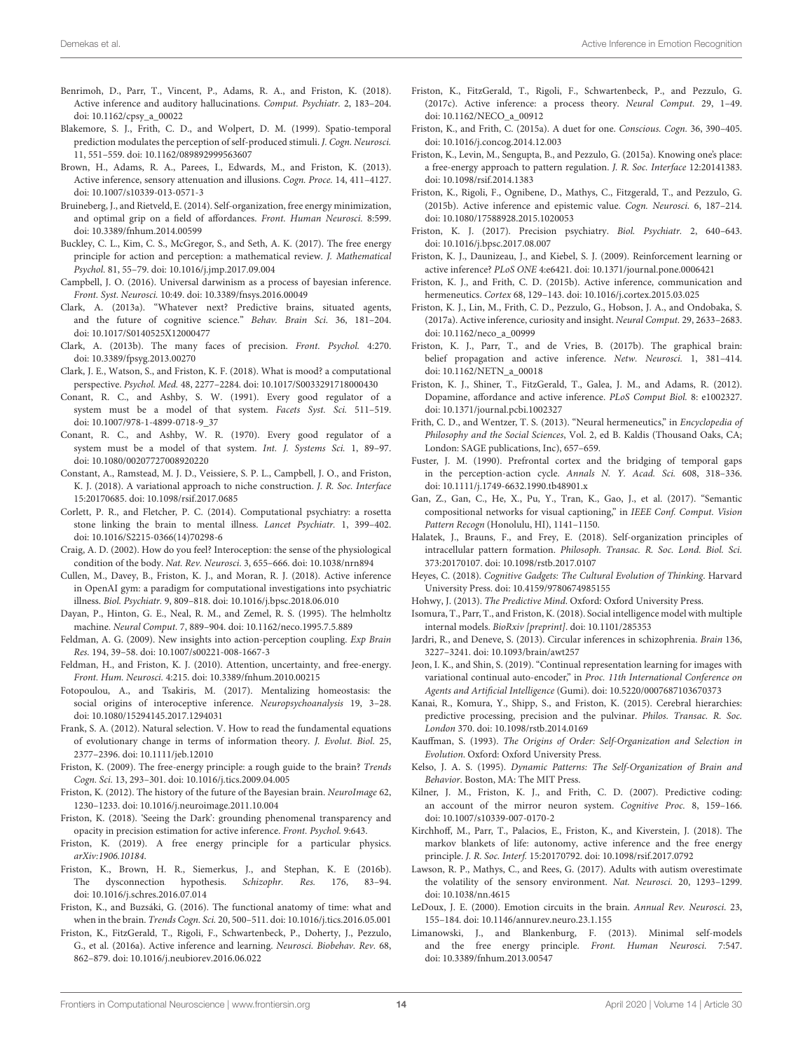Benrimoh, D., Parr, T., Vincent, P., Adams, R. A., and Friston, K. (2018). Active inference and auditory hallucinations. *Comput. Psychiatr.* 2, 183–204. doi: 10.1162/cpsy_a_00022

Blakemore, S. J., Frith, C. D., and Wolpert, D. M. (1999). Spatio-temporal prediction modulates the perception of self-produced stimuli. *J. Cogn. Neurosci.* 11, 551–559. doi: 10.1162/089892999563607

Brown, H., Adams, R. A., Parees, I., Edwards, M., and Friston, K. (2013). Active inference, sensory attenuation and illusions. *Cogn. Proce.* 14, 411–4127. doi: 10.1007/s10339-013-0571-3

Bruineberg, J., and Rietveld, E. (2014). Self-organization, free energy minimization, and optimal grip on a field of affordances. *Front. Human Neurosci.* 8:599. doi: 10.3389/fnhum.2014.00599

Buckley, C. L., Kim, C. S., McGregor, S., and Seth, A. K. (2017). The free energy principle for action and perception: a mathematical review. *J. Mathematical Psychol.* 81, 55–79. doi: 10.1016/j.jmp.2017.09.004

Campbell, J. O. (2016). Universal darwinism as a process of bayesian inference. *Front. Syst. Neurosci.* 10:49. doi: 10.3389/fnsys.2016.00049

Clark, A. (2013a). "Whatever next? Predictive brains, situated agents, and the future of cognitive science." *Behav. Brain Sci.* 36, 181–204. doi: 10.1017/S0140525X12000477

Clark, A. (2013b). The many faces of precision. *Front. Psychol.* 4:270. doi: 10.3389/fpsyg.2013.00270

Clark, J. E., Watson, S., and Friston, K. F. (2018). What is mood? a computational perspective. *Psychol. Med.* 48, 2277–2284. doi: 10.1017/S0033291718000430

Conant, R. C., and Ashby, S. W. (1991). Every good regulator of a system must be a model of that system. *Facets Syst. Sci.* 511–519. doi: 10.1007/978-1-4899-0718-9_37

Conant, R. C., and Ashby, W. R. (1970). Every good regulator of a system must be a model of that system. *Int. J. Systems Sci.* 1, 89–97. doi: 10.1080/00207727008920220

Constant, A., Ramstead, M. J. D., Veissiere, S. P. L., Campbell, J. O., and Friston, K. J. (2018). A variational approach to niche construction. *J. R. Soc. Interface* 15:20170685. doi: 10.1098/rsif.2017.0685

Corlett, P. R., and Fletcher, P. C. (2014). Computational psychiatry: a rosetta stone linking the brain to mental illness. *Lancet Psychiatr.* 1, 399–402. doi: 10.1016/S2215-0366(14)70298-6

Craig, A. D. (2002). How do you feel? Interoception: the sense of the physiological condition of the body. *Nat. Rev. Neurosci*. 3, 655–666. doi: 10.1038/nrn894

Cullen, M., Davey, B., Friston, K. J., and Moran, R. J. (2018). Active inference in OpenAI gym: a paradigm for computational investigations into psychiatric illness. *Biol. Psychiatr.* 9, 809–818. doi: 10.1016/j.bpsc.2018.06.010

Dayan, P., Hinton, G. E., Neal, R. M., and Zemel, R. S. (1995). The helmholtz machine. *Neural Comput.* 7, 889–904. doi: 10.1162/neco.1995.7.5.889

Feldman, A. G. (2009). New insights into action-perception coupling. *Exp Brain Res.* 194, 39–58. doi: 10.1007/s00221-008-1667-3

Feldman, H., and Friston, K. J. (2010). Attention, uncertainty, and free-energy. *Front. Hum. Neurosci.* 4:215. doi: 10.3389/fnhum.2010.00215

Fotopoulou, A., and Tsakiris, M. (2017). Mentalizing homeostasis: the social origins of interoceptive inference. *Neuropsychoanalysis* 19, 3–28. doi: 10.1080/15294145.2017.1294031

Frank, S. A. (2012). Natural selection. V. How to read the fundamental equations of evolutionary change in terms of information theory. *J. Evolut. Biol.* 25, 2377–2396. doi: 10.1111/jeb.12010

Friston, K. (2009). The free-energy principle: a rough guide to the brain? *Trends Cogn. Sci.* 13, 293–301. doi: 10.1016/j.tics.2009.04.005

Friston, K. (2012). The history of the future of the Bayesian brain. *NeuroImage* 62, 1230–1233. doi: 10.1016/j.neuroimage.2011.10.004

Friston, K. (2018). 'Seeing the Dark': grounding phenomenal transparency and opacity in precision estimation for active inference. *Front. Psychol.* 9:643.

Friston, K. (2019). A free energy principle for a particular physics. *arXiv:1906.10184*.

Friston, K., Brown, H. R., Siemerkus, J., and Stephan, K. E (2016b). The dysconnection hypothesis. *Schizophr. Res.* 176, 83–94. doi: 10.1016/j.schres.2016.07.014

Friston, K., and Buzsáki, G. (2016). The functional anatomy of time: what and when in the brain. *Trends Cogn. Sci.* 20, 500–511. doi: 10.1016/j.tics.2016.05.001

Friston, K., FitzGerald, T., Rigoli, F., Schwartenbeck, P., Doherty, J., Pezzulo, G., et al. (2016a). Active inference and learning. *Neurosci. Biobehav. Rev.* 68, 862–879. doi: 10.1016/j.neubiorev.2016.06.022

Friston, K., FitzGerald, T., Rigoli, F., Schwartenbeck, P., and Pezzulo, G. (2017c). Active inference: a process theory. *Neural Comput.* 29, 1–49. doi: 10.1162/NECO_a_00912

Friston, K., and Frith, C. (2015a). A duet for one. *Conscious. Cogn.* 36, 390–405. doi: 10.1016/j.concog.2014.12.003

Friston, K., Levin, M., Sengupta, B., and Pezzulo, G. (2015a). Knowing one's place: a free-energy approach to pattern regulation. *J. R. Soc. Interface* 12:20141383. doi: 10.1098/rsif.2014.1383

Friston, K., Rigoli, F., Ognibene, D., Mathys, C., Fitzgerald, T., and Pezzulo, G. (2015b). Active inference and epistemic value. *Cogn. Neurosci.* 6, 187–214. doi: 10.1080/17588928.2015.1020053

Friston, K. J. (2017). Precision psychiatry. *Biol. Psychiatr.* 2, 640–643. doi: 10.1016/j.bpsc.2017.08.007

Friston, K. J., Daunizeau, J., and Kiebel, S. J. (2009). Reinforcement learning or active inference? *PLoS ONE* 4:e6421. doi: 10.1371/journal.pone.0006421

Friston, K. J., and Frith, C. D. (2015b). Active inference, communication and hermeneutics. *Cortex* 68, 129–143. doi: 10.1016/j.cortex.2015.03.025

Friston, K. J., Lin, M., Frith, C. D., Pezzulo, G., Hobson, J. A., and Ondobaka, S. (2017a). Active inference, curiosity and insight. *Neural Comput.* 29, 2633–2683. doi: 10.1162/neco_a_00999

Friston, K. J., Parr, T., and de Vries, B. (2017b). The graphical brain: belief propagation and active inference. *Netw. Neurosci.* 1, 381–414. doi: 10.1162/NETN_a_00018

Friston, K. J., Shiner, T., FitzGerald, T., Galea, J. M., and Adams, R. (2012). Dopamine, affordance and active inference. *PLoS Comput Biol.* 8: e1002327. doi: 10.1371/journal.pcbi.1002327

Frith, C. D., and Wentzer, T. S. (2013). "Neural hermeneutics," in *Encyclopedia of Philosophy and the Social Sciences*, Vol. 2, ed B. Kaldis (Thousand Oaks, CA; London: SAGE publications, Inc), 657–659.

Fuster, J. M. (1990). Prefrontal cortex and the bridging of temporal gaps in the perception-action cycle. *Annals N. Y. Acad. Sci.* 608, 318–336. doi: 10.1111/j.1749-6632.1990.tb48901.x

Gan, Z., Gan, C., He, X., Pu, Y., Tran, K., Gao, J., et al. (2017). "Semantic compositional networks for visual captioning," in *IEEE Conf. Comput. Vision Pattern Recogn* (Honolulu, HI), 1141–1150.

Halatek, J., Brauns, F., and Frey, E. (2018). Self-organization principles of intracellular pattern formation. *Philosoph. Transac. R. Soc. Lond. Biol. Sci.* 373:20170107. doi: 10.1098/rstb.2017.0107

Heyes, C. (2018). *Cognitive Gadgets: The Cultural Evolution of Thinking*. Harvard University Press. doi: 10.4159/9780674985155

Hohwy, J. (2013). *The Predictive Mind*. Oxford: Oxford University Press.

Isomura, T., Parr, T., and Friston, K. (2018). Social intelligence model with multiple internal models. *BioRxiv [preprint]*. doi: 10.1101/285353

Jardri, R., and Deneve, S. (2013). Circular inferences in schizophrenia. *Brain* 136, 3227–3241. doi: 10.1093/brain/awt257

Jeon, I. K., and Shin, S. (2019). "Continual representation learning for images with variational continual auto-encoder," in *Proc. 11th International Conference on Agents and Artificial Intelligence* (Gumi). doi: 10.5220/0007687103670373

Kanai, R., Komura, Y., Shipp, S., and Friston, K. (2015). Cerebral hierarchies: predictive processing, precision and the pulvinar. *Philos. Transac. R. Soc. London* 370. doi: 10.1098/rstb.2014.0169

Kauffman, S. (1993). *The Origins of Order: Self-Organization and Selection in Evolution*. Oxford: Oxford University Press.

Kelso, J. A. S. (1995). *Dynamic Patterns: The Self-Organization of Brain and Behavior*. Boston, MA: The MIT Press.

Kilner, J. M., Friston, K. J., and Frith, C. D. (2007). Predictive coding: an account of the mirror neuron system. *Cognitive Proc.* 8, 159–166. doi: 10.1007/s10339-007-0170-2

Kirchhoff, M., Parr, T., Palacios, E., Friston, K., and Kiverstein, J. (2018). The markov blankets of life: autonomy, active inference and the free energy principle. *J. R. Soc. Interf.* 15:20170792. doi: 10.1098/rsif.2017.0792

Lawson, R. P., Mathys, C., and Rees, G. (2017). Adults with autism overestimate the volatility of the sensory environment. *Nat. Neurosci.* 20, 1293–1299. doi: 10.1038/nn.4615

LeDoux, J. E. (2000). Emotion circuits in the brain. *Annual Rev. Neurosci.* 23, 155–184. doi: 10.1146/annurev.neuro.23.1.155

Limanowski, J., and Blankenburg, F. (2013). Minimal self-models and the free energy principle. *Front. Human Neurosci.* 7:547. doi: 10.3389/fnhum.2013.00547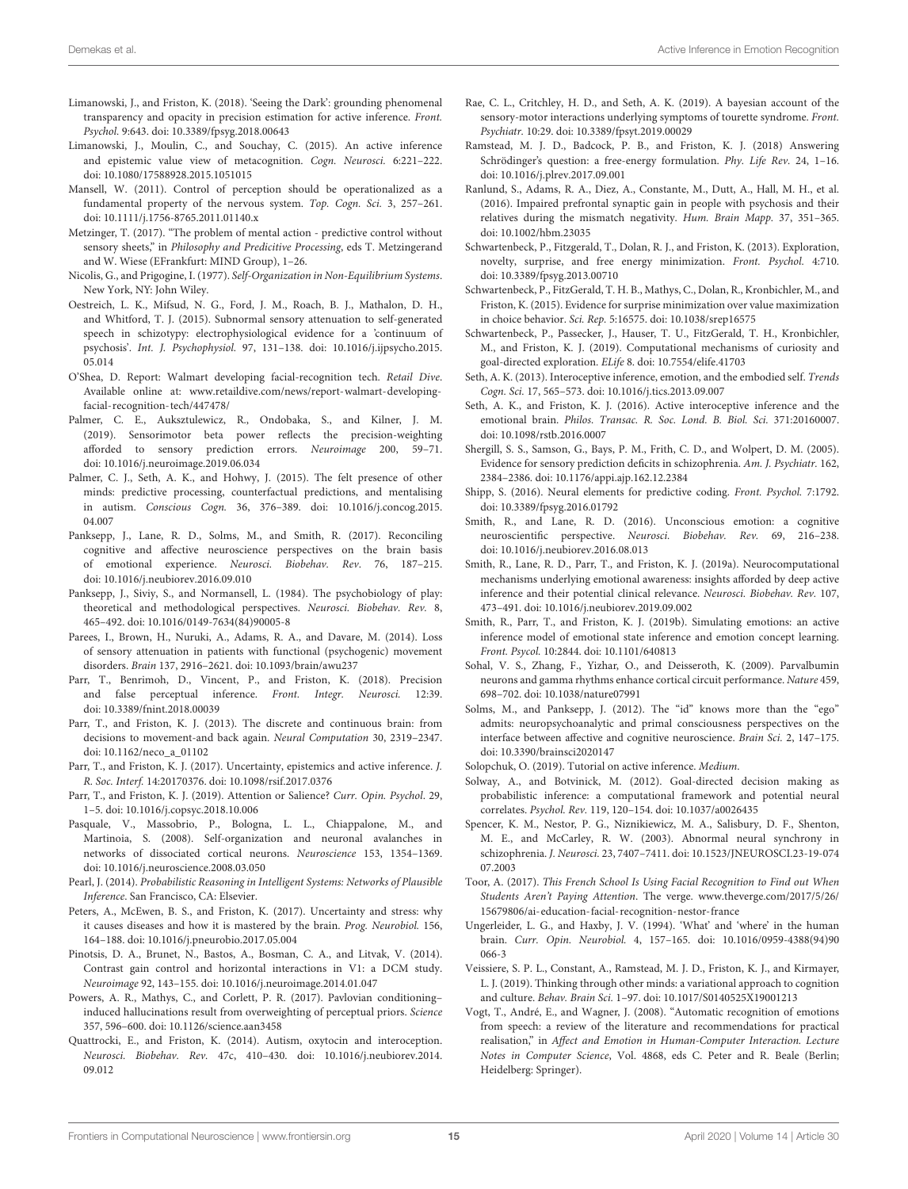Limanowski, J., and Friston, K. (2018). 'Seeing the Dark': grounding phenomenal transparency and opacity in precision estimation for active inference. *Front. Psychol.* 9:643. doi: 10.3389/fpsyg.2018.00643

Limanowski, J., Moulin, C., and Souchay, C. (2015). An active inference and epistemic value view of metacognition. *Cogn. Neurosci.* 6:221–222. doi: 10.1080/17588928.2015.1051015

Mansell, W. (2011). Control of perception should be operationalized as a fundamental property of the nervous system. *Top. Cogn. Sci.* 3, 257–261. doi: 10.1111/j.1756-8765.2011.01140.x

Metzinger, T. (2017). "The problem of mental action - predictive control without sensory sheets," in *Philosophy and Predicitive Processing*, eds T. Metzingerand and W. Wiese (EFrankfurt: MIND Group), 1–26.

Nicolis, G., and Prigogine, I. (1977). *Self-Organization in Non-Equilibrium Systems*. New York, NY: John Wiley.

Oestreich, L. K., Mifsud, N. G., Ford, J. M., Roach, B. J., Mathalon, D. H., and Whitford, T. J. (2015). Subnormal sensory attenuation to self-generated speech in schizotypy: electrophysiological evidence for a 'continuum of psychosis'. *Int. J. Psychophysiol.* 97, 131–138. doi: 10.1016/j.ijpsycho.2015.05.014

O'Shea, D. Report: Walmart developing facial-recognition tech. *Retail Dive*. Available online at: www.retaildive.com/news/report-walmart-developing-facial-recognition-tech/447478/

Palmer, C. E., Auksztulewicz, R., Ondobaka, S., and Kilner, J. M. (2019). Sensorimotor beta power reflects the precision-weighting afforded to sensory prediction errors. *Neuroimage* 200, 59–71. doi: 10.1016/j.neuroimage.2019.06.034

Palmer, C. J., Seth, A. K., and Hohwy, J. (2015). The felt presence of other minds: predictive processing, counterfactual predictions, and mentalising in autism. *Conscious Cogn.* 36, 376–389. doi: 10.1016/j.concog.2015.04.007

Panksepp, J., Lane, R. D., Solms, M., and Smith, R. (2017). Reconciling cognitive and affective neuroscience perspectives on the brain basis of emotional experience. *Neurosci. Biobehav. Rev*. 76, 187–215. doi: 10.1016/j.neubiorev.2016.09.010

Panksepp, J., Siviy, S., and Normansell, L. (1984). The psychobiology of play: theoretical and methodological perspectives. *Neurosci. Biobehav. Rev.* 8, 465–492. doi: 10.1016/0149-7634(84)90005-8

Parees, I., Brown, H., Nuruki, A., Adams, R. A., and Davare, M. (2014). Loss of sensory attenuation in patients with functional (psychogenic) movement disorders. *Brain* 137, 2916–2621. doi: 10.1093/brain/awu237

Parr, T., Benrimoh, D., Vincent, P., and Friston, K. (2018). Precision and false perceptual inference. *Front. Integr. Neurosci.* 12:39. doi: 10.3389/fnint.2018.00039

Parr, T., and Friston, K. J. (2013). The discrete and continuous brain: from decisions to movement-and back again. *Neural Computation* 30, 2319–2347. doi: 10.1162/neco_a_01102

Parr, T., and Friston, K. J. (2017). Uncertainty, epistemics and active inference. *J. R. Soc. Interf.* 14:20170376. doi: 10.1098/rsif.2017.0376

Parr, T., and Friston, K. J. (2019). Attention or Salience? *Curr. Opin. Psychol*. 29, 1–5. doi: 10.1016/j.copsyc.2018.10.006

Pasquale, V., Massobrio, P., Bologna, L. L., Chiappalone, M., and Martinoia, S. (2008). Self-organization and neuronal avalanches in networks of dissociated cortical neurons. *Neuroscience* 153, 1354–1369. doi: 10.1016/j.neuroscience.2008.03.050

Pearl, J. (2014). *Probabilistic Reasoning in Intelligent Systems: Networks of Plausible Inference*. San Francisco, CA: Elsevier.

Peters, A., McEwen, B. S., and Friston, K. (2017). Uncertainty and stress: why it causes diseases and how it is mastered by the brain. *Prog. Neurobiol.* 156, 164–188. doi: 10.1016/j.pneurobio.2017.05.004

Pinotsis, D. A., Brunet, N., Bastos, A., Bosman, C. A., and Litvak, V. (2014). Contrast gain control and horizontal interactions in V1: a DCM study. *Neuroimage* 92, 143–155. doi: 10.1016/j.neuroimage.2014.01.047

Powers, A. R., Mathys, C., and Corlett, P. R. (2017). Pavlovian conditioning–induced hallucinations result from overweighting of perceptual priors. *Science* 357, 596–600. doi: 10.1126/science.aan3458

Quattrocki, E., and Friston, K. (2014). Autism, oxytocin and interoception. *Neurosci. Biobehav. Rev*. 47c, 410–430. doi: 10.1016/j.neubiorev.2014.09.012

Rae, C. L., Critchley, H. D., and Seth, A. K. (2019). A bayesian account of the sensory-motor interactions underlying symptoms of tourette syndrome. *Front. Psychiatr.* 10:29. doi: 10.3389/fpsyt.2019.00029

Ramstead, M. J. D., Badcock, P. B., and Friston, K. J. (2018) Answering Schrödinger's question: a free-energy formulation. *Phy. Life Rev*. 24, 1–16. doi: 10.1016/j.plrev.2017.09.001

Ranlund, S., Adams, R. A., Diez, A., Constante, M., Dutt, A., Hall, M. H., et al. (2016). Impaired prefrontal synaptic gain in people with psychosis and their relatives during the mismatch negativity. *Hum. Brain Mapp.* 37, 351–365. doi: 10.1002/hbm.23035

Schwartenbeck, P., Fitzgerald, T., Dolan, R. J., and Friston, K. (2013). Exploration, novelty, surprise, and free energy minimization. *Front. Psychol.* 4:710. doi: 10.3389/fpsyg.2013.00710

Schwartenbeck, P., FitzGerald, T. H. B., Mathys, C., Dolan, R., Kronbichler, M., and Friston, K. (2015). Evidence for surprise minimization over value maximization in choice behavior. *Sci. Rep.* 5:16575. doi: 10.1038/srep16575

Schwartenbeck, P., Passecker, J., Hauser, T. U., FitzGerald, T. H., Kronbichler, M., and Friston, K. J. (2019). Computational mechanisms of curiosity and goal-directed exploration. *ELife* 8. doi: 10.7554/elife.41703

Seth, A. K. (2013). Interoceptive inference, emotion, and the embodied self. *Trends Cogn. Sci.* 17, 565–573. doi: 10.1016/j.tics.2013.09.007

Seth, A. K., and Friston, K. J. (2016). Active interoceptive inference and the emotional brain. *Philos. Transac. R. Soc. Lond. B. Biol. Sci.* 371:20160007. doi: 10.1098/rstb.2016.0007

Shergill, S. S., Samson, G., Bays, P. M., Frith, C. D., and Wolpert, D. M. (2005). Evidence for sensory prediction deficits in schizophrenia. *Am. J. Psychiatr.* 162, 2384–2386. doi: 10.1176/appi.ajp.162.12.2384

Shipp, S. (2016). Neural elements for predictive coding. *Front. Psychol.* 7:1792. doi: 10.3389/fpsyg.2016.01792

Smith, R., and Lane, R. D. (2016). Unconscious emotion: a cognitive neuroscientific perspective. *Neurosci. Biobehav. Rev.* 69, 216–238. doi: 10.1016/j.neubiorev.2016.08.013

Smith, R., Lane, R. D., Parr, T., and Friston, K. J. (2019a). Neurocomputational mechanisms underlying emotional awareness: insights afforded by deep active inference and their potential clinical relevance. *Neurosci. Biobehav. Rev.* 107, 473–491. doi: 10.1016/j.neubiorev.2019.09.002

Smith, R., Parr, T., and Friston, K. J. (2019b). Simulating emotions: an active inference model of emotional state inference and emotion concept learning. *Front. Psycol.* 10:2844. doi: 10.1101/640813

Sohal, V. S., Zhang, F., Yizhar, O., and Deisseroth, K. (2009). Parvalbumin neurons and gamma rhythms enhance cortical circuit performance. *Nature* 459, 698–702. doi: 10.1038/nature07991

Solms, M., and Panksepp, J. (2012). The "id" knows more than the "ego" admits: neuropsychoanalytic and primal consciousness perspectives on the interface between affective and cognitive neuroscience. *Brain Sci.* 2, 147–175. doi: 10.3390/brainsci2020147

Solopchuk, O. (2019). Tutorial on active inference. *Medium*.

Solway, A., and Botvinick, M. (2012). Goal-directed decision making as probabilistic inference: a computational framework and potential neural correlates. *Psychol. Rev.* 119, 120–154. doi: 10.1037/a0026435

Spencer, K. M., Nestor, P. G., Niznikiewicz, M. A., Salisbury, D. F., Shenton, M. E., and McCarley, R. W. (2003). Abnormal neural synchrony in schizophrenia. *J. Neurosci.* 23, 7407–7411. doi: 10.1523/JNEUROSCI.23-19-07407.2003

Toor, A. (2017). *This French School Is Using Facial Recognition to Find out When Students Aren't Paying Attention*. The verge. www.theverge.com/2017/5/26/15679806/ai-education-facial-recognition-nestor-france

Ungerleider, L. G., and Haxby, J. V. (1994). 'What' and 'where' in the human brain. *Curr. Opin. Neurobiol.* 4, 157–165. doi: 10.1016/0959-4388(94)90066-3

Veissiere, S. P. L., Constant, A., Ramstead, M. J. D., Friston, K. J., and Kirmayer, L. J. (2019). Thinking through other minds: a variational approach to cognition and culture. *Behav. Brain Sci.* 1–97. doi: 10.1017/S0140525X19001213

Vogt, T., André, E., and Wagner, J. (2008). "Automatic recognition of emotions from speech: a review of the literature and recommendations for practical realisation," in *Affect and Emotion in Human-Computer Interaction. Lecture Notes in Computer Science*, Vol. 4868, eds C. Peter and R. Beale (Berlin; Heidelberg: Springer).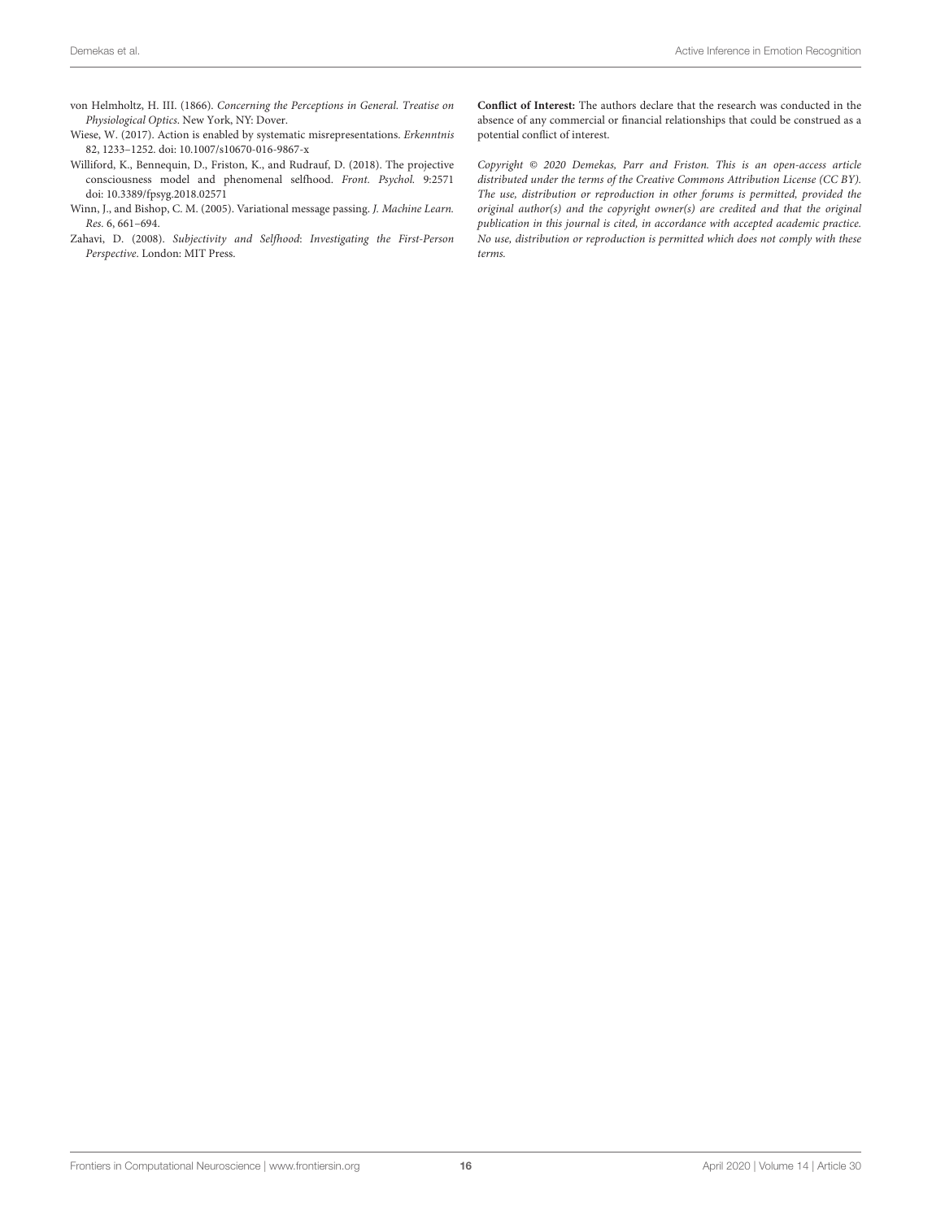von Helmholtz, H. III. (1866). *Concerning the Perceptions in General. Treatise on Physiological Optics*. New York, NY: Dover.

Wiese, W. (2017). Action is enabled by systematic misrepresentations. *Erkenntnis* 82, 1233–1252. doi: 10.1007/s10670-016-9867-x

Williford, K., Bennequin, D., Friston, K., and Rudrauf, D. (2018). The projective consciousness model and phenomenal selfhood. *Front. Psychol.* 9:2571 doi: 10.3389/fpsyg.2018.02571

Winn, J., and Bishop, C. M. (2005). Variational message passing. *J. Machine Learn. Res.* 6, 661–694.

Zahavi, D. (2008). *Subjectivity and Selfhood: Investigating the First-Person Perspective*. London: MIT Press.

**Conflict of Interest:** The authors declare that the research was conducted in the absence of any commercial or financial relationships that could be construed as a potential conflict of interest.

*Copyright © 2020 Demekas, Parr and Friston. This is an open-access article distributed under the terms of the Creative Commons Attribution License (CC BY). The use, distribution or reproduction in other forums is permitted, provided the original author(s) and the copyright owner(s) are credited and that the original publication in this journal is cited, in accordance with accepted academic practice. No use, distribution or reproduction is permitted which does not comply with these terms.*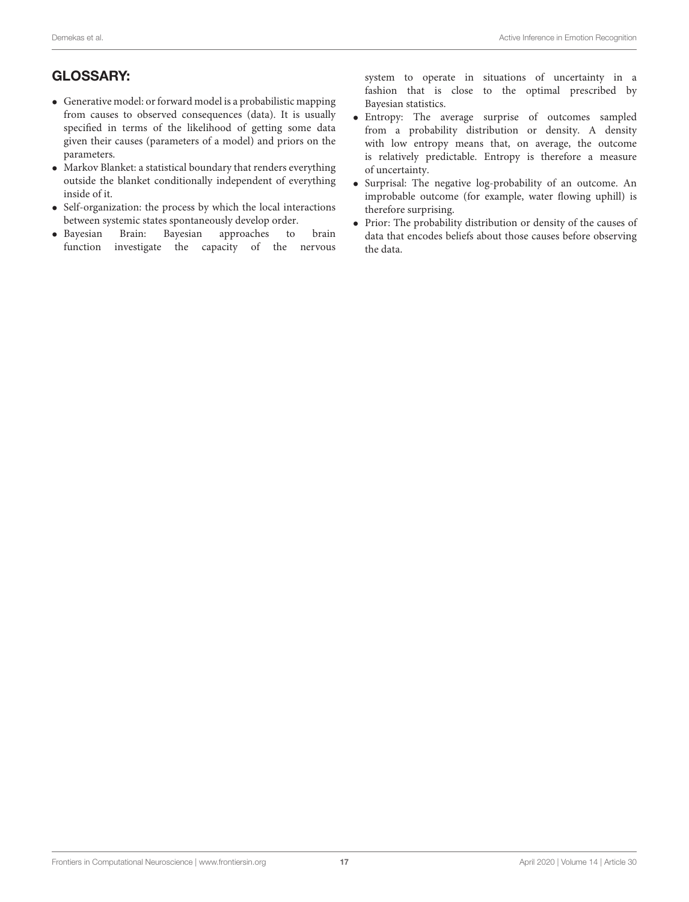## GLOSSARY:

- Generative model: or forward model is a probabilistic mapping from causes to observed consequences (data). It is usually specified in terms of the likelihood of getting some data given their causes (parameters of a model) and priors on the parameters.
- Markov Blanket: a statistical boundary that renders everything outside the blanket conditionally independent of everything inside of it.
- Self-organization: the process by which the local interactions between systemic states spontaneously develop order.
- Bayesian Brain: Bayesian approaches to brain function investigate the capacity of the nervous system to operate in situations of uncertainty in a fashion that is close to the optimal prescribed by Bayesian statistics.
- Entropy: The average surprise of outcomes sampled from a probability distribution or density. A density with low entropy means that, on average, the outcome is relatively predictable. Entropy is therefore a measure of uncertainty.
- Surprisal: The negative log-probability of an outcome. An improbable outcome (for example, water flowing uphill) is therefore surprising.
- Prior: The probability distribution or density of the causes of data that encodes beliefs about those causes before observing the data.